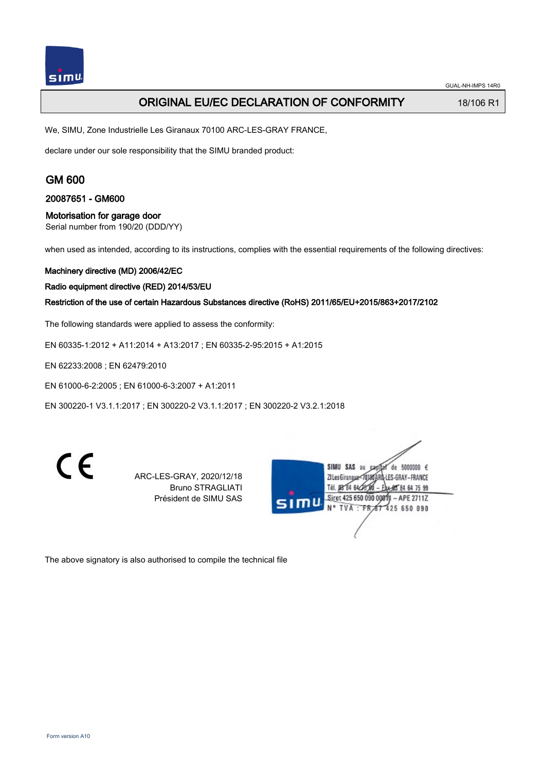# ORIGINAL EU/EC DECLARATION OF CONFORMITY

18/106 R1

We, SIMU, Zone Industrielle Les Giranaux 70100 ARC-LES-GRAY FRANCE,

declare under our sole responsibility that the SIMU branded product:

## GM 600

### 20087651 - GM600

### Motorisation for garage door

Serial number from 190/20 (DDD/YY)

when used as intended, according to its instructions, complies with the essential requirements of the following directives:

**Machinery directive (MD) 2006/42/EC**

**Radio equipment directive (RED) 2014/53/EU**

**Restriction of the use of certain Hazardous Substances directive (RoHS) 2011/65/EU+2015/863+2017/2102**

The following standards were applied to assess the conformity:

EN 60335-1:2012 + A11:2014 + A13:2017 ; EN 60335-2-95:2015 + A1:2015

EN 62233:2008 ; EN 62479:2010

EN 61000-6-2:2005 ; EN 61000-6-3:2007 + A1:2011

EN 300220-1 V3.1.1:2017 ; EN 300220-2 V3.1.1:2017 ; EN 300220-2 V3.2.1:2018

CE

ARC-LES-GRAY, 2020/12/18
Bruno STRAGLIATI
Président de SIMU SAS

SIMU SAS au capital de 5000000 €
ZI Les Giranaux 70100 ARC-LES-GRAY-FRANCE
Tél. 03 84 64 75 00 – Fax 03 84 64 75 99
Siret 425 650 090 00011 – APE 2711Z
N° TVA : FR 87 425 650 090

The above signatory is also authorised to compile the technical file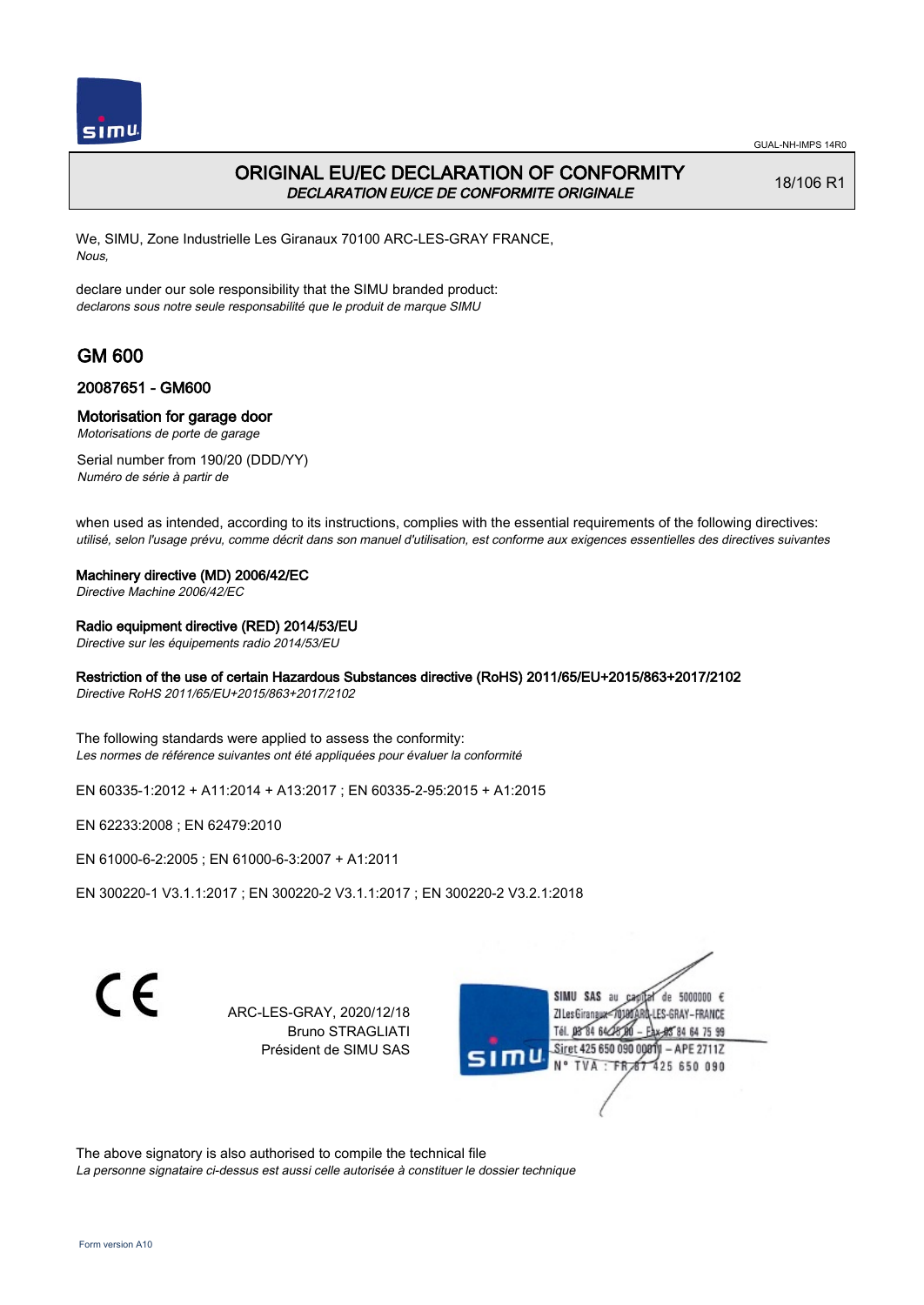# ORIGINAL EU/EC DECLARATION OF CONFORMITY

*DECLARATION EU/CE DE CONFORMITE ORIGINALE*

18/106 R1

We, SIMU, Zone Industrielle Les Giranaux 70100 ARC-LES-GRAY FRANCE,
*Nous,*

declare under our sole responsibility that the SIMU branded product:
*declarons sous notre seule responsabilité que le produit de marque SIMU*

## GM 600

### 20087651 - GM600

### Motorisation for garage door

*Motorisations de porte de garage*

Serial number from 190/20 (DDD/YY)
*Numéro de série à partir de*

when used as intended, according to its instructions, complies with the essential requirements of the following directives:
*utilisé, selon l'usage prévu, comme décrit dans son manuel d'utilisation, est conforme aux exigences essentielles des directives suivantes*

**Machinery directive (MD) 2006/42/EC**
*Directive Machine 2006/42/EC*

**Radio equipment directive (RED) 2014/53/EU**
*Directive sur les équipements radio 2014/53/EU*

**Restriction of the use of certain Hazardous Substances directive (RoHS) 2011/65/EU+2015/863+2017/2102**
*Directive RoHS 2011/65/EU+2015/863+2017/2102*

The following standards were applied to assess the conformity:
*Les normes de référence suivantes ont été appliquées pour évaluer la conformité*

EN 60335-1:2012 + A11:2014 + A13:2017 ; EN 60335-2-95:2015 + A1:2015

EN 62233:2008 ; EN 62479:2010

EN 61000-6-2:2005 ; EN 61000-6-3:2007 + A1:2011

EN 300220-1 V3.1.1:2017 ; EN 300220-2 V3.1.1:2017 ; EN 300220-2 V3.2.1:2018

CE

ARC-LES-GRAY, 2020/12/18
Bruno STRAGLIATI
Président de SIMU SAS

SIMU SAS au capital de 5000000 €
ZI Les Giranaux 70100 ARC-LES-GRAY-FRANCE
Tél. 03 84 64 75 00 – Fax 03 84 64 75 99
Siret 425 650 090 00011 – APE 2711Z
N° TVA : FR 67 425 650 090

The above signatory is also authorised to compile the technical file
*La personne signataire ci-dessus est aussi celle autorisée à constituer le dossier technique*

Form version A10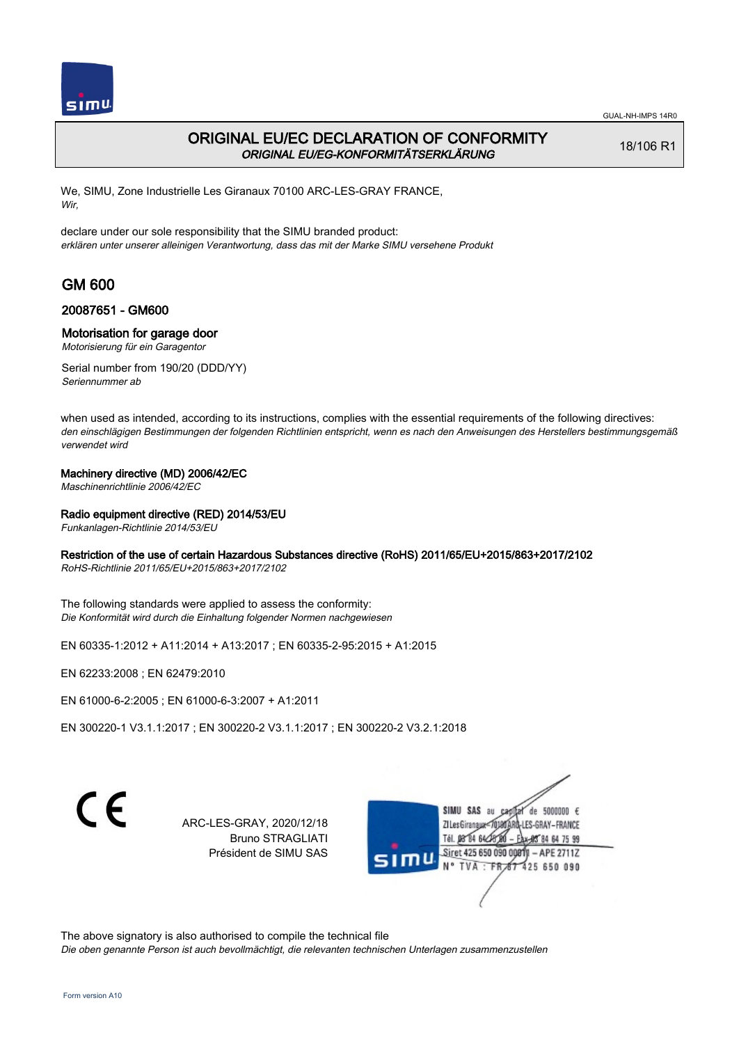GUAL-NH-IMPS 14R0

# ORIGINAL EU/EC DECLARATION OF CONFORMITY

*ORIGINAL EU/EG-KONFORMITÄTSERKLÄRUNG*

18/106 R1

We, SIMU, Zone Industrielle Les Giranaux 70100 ARC-LES-GRAY FRANCE,
*Wir,*

declare under our sole responsibility that the SIMU branded product:
*erklären unter unserer alleinigen Verantwortung, dass das mit der Marke SIMU versehene Produkt*

## GM 600

### 20087651 - GM600

### Motorisation for garage door

*Motorisierung für ein Garagentor*

Serial number from 190/20 (DDD/YY)
*Seriennummer ab*

when used as intended, according to its instructions, complies with the essential requirements of the following directives:
*den einschlägigen Bestimmungen der folgenden Richtlinien entspricht, wenn es nach den Anweisungen des Herstellers bestimmungsgemäß verwendet wird*

**Machinery directive (MD) 2006/42/EC**
*Maschinenrichtlinie 2006/42/EC*

**Radio equipment directive (RED) 2014/53/EU**
*Funkanlagen-Richtlinie 2014/53/EU*

**Restriction of the use of certain Hazardous Substances directive (RoHS) 2011/65/EU+2015/863+2017/2102**
*RoHS-Richtlinie 2011/65/EU+2015/863+2017/2102*

The following standards were applied to assess the conformity:
*Die Konformität wird durch die Einhaltung folgender Normen nachgewiesen*

EN 60335-1:2012 + A11:2014 + A13:2017 ; EN 60335-2-95:2015 + A1:2015

EN 62233:2008 ; EN 62479:2010

EN 61000-6-2:2005 ; EN 61000-6-3:2007 + A1:2011

EN 300220-1 V3.1.1:2017 ; EN 300220-2 V3.1.1:2017 ; EN 300220-2 V3.2.1:2018

CE

ARC-LES-GRAY, 2020/12/18
Bruno STRAGLIATI
Président de SIMU SAS

SIMU SAS au capital de 5000000 €
ZI Les Giranaux 70100 ARC-LES-GRAY-FRANCE
Tél. 03 84 64 75 00 – Fax 03 84 64 75 99
Siret 425 650 090 00011 – APE 2711Z
N° TVA : FR 87 425 650 090

The above signatory is also authorised to compile the technical file
*Die oben genannte Person ist auch bevollmächtigt, die relevanten technischen Unterlagen zusammenzustellen*

Form version A10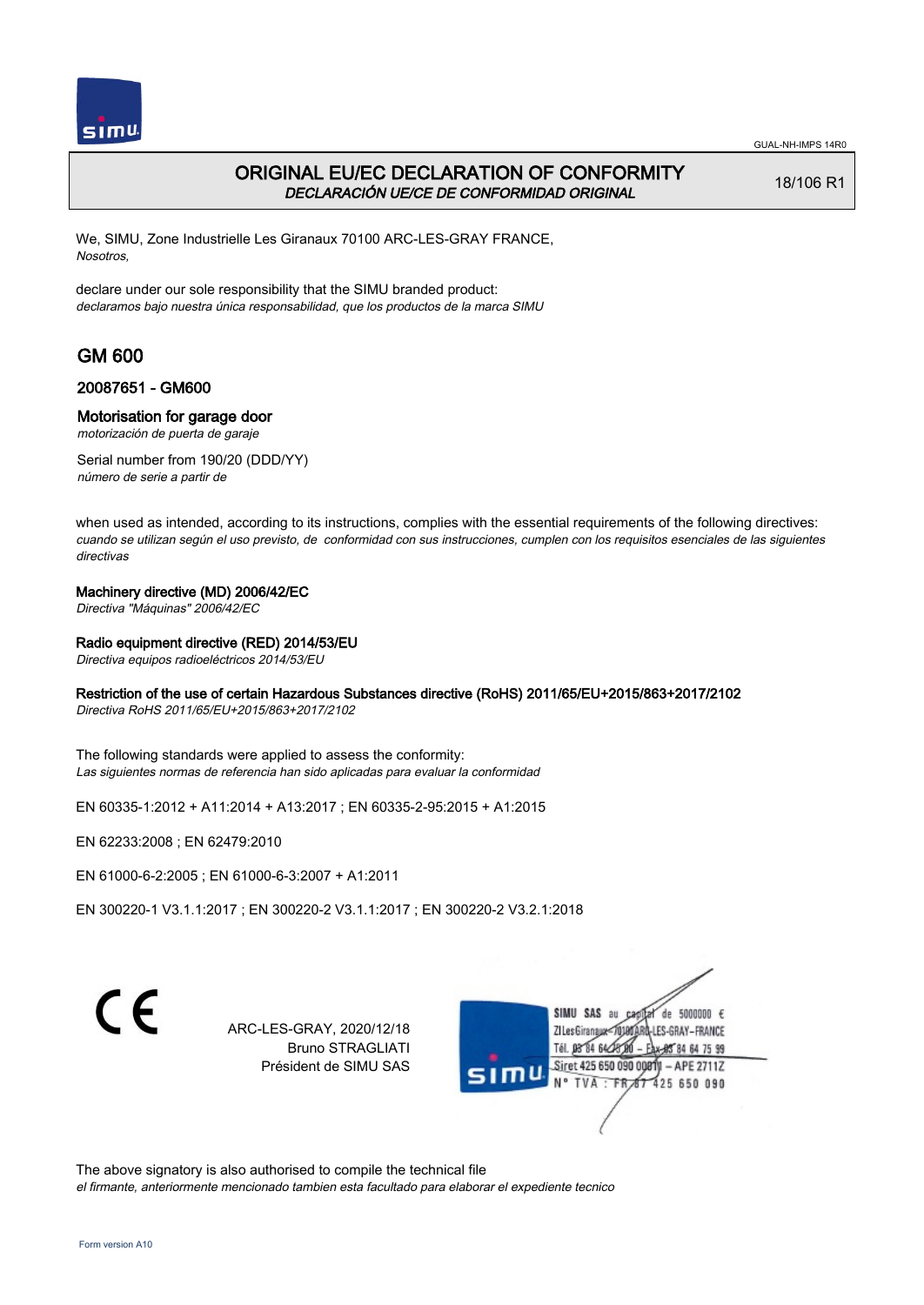# ORIGINAL EU/EC DECLARATION OF CONFORMITY

*DECLARACIÓN UE/CE DE CONFORMIDAD ORIGINAL*

18/106 R1

We, SIMU, Zone Industrielle Les Giranaux 70100 ARC-LES-GRAY FRANCE,
*Nosotros,*

declare under our sole responsibility that the SIMU branded product:
*declaramos bajo nuestra única responsabilidad, que los productos de la marca SIMU*

## GM 600

### 20087651 - GM600

### Motorisation for garage door

*motorización de puerta de garaje*

Serial number from 190/20 (DDD/YY)
*número de serie a partir de*

when used as intended, according to its instructions, complies with the essential requirements of the following directives:
*cuando se utilizan según el uso previsto, de conformidad con sus instrucciones, cumplen con los requisitos esenciales de las siguientes directivas*

**Machinery directive (MD) 2006/42/EC**
*Directiva "Máquinas" 2006/42/EC*

**Radio equipment directive (RED) 2014/53/EU**
*Directiva equipos radioeléctricos 2014/53/EU*

**Restriction of the use of certain Hazardous Substances directive (RoHS) 2011/65/EU+2015/863+2017/2102**
*Directiva RoHS 2011/65/EU+2015/863+2017/2102*

The following standards were applied to assess the conformity:
*Las siguientes normas de referencia han sido aplicadas para evaluar la conformidad*

EN 60335-1:2012 + A11:2014 + A13:2017 ; EN 60335-2-95:2015 + A1:2015

EN 62233:2008 ; EN 62479:2010

EN 61000-6-2:2005 ; EN 61000-6-3:2007 + A1:2011

EN 300220-1 V3.1.1:2017 ; EN 300220-2 V3.1.1:2017 ; EN 300220-2 V3.2.1:2018

CE

ARC-LES-GRAY, 2020/12/18
Bruno STRAGLIATI
Président de SIMU SAS

SIMU SAS au capital de 5000000 €
ZI Les Giranaux 70100 ARC-LES-GRAY-FRANCE
Tél. 03 84 64 75 00 – Fax 03 84 64 75 99
Siret 425 650 090 00011 – APE 2711Z
N° TVA : FR 87 425 650 090

The above signatory is also authorised to compile the technical file
*el firmante, anteriormente mencionado tambien esta facultado para elaborar el expediente tecnico*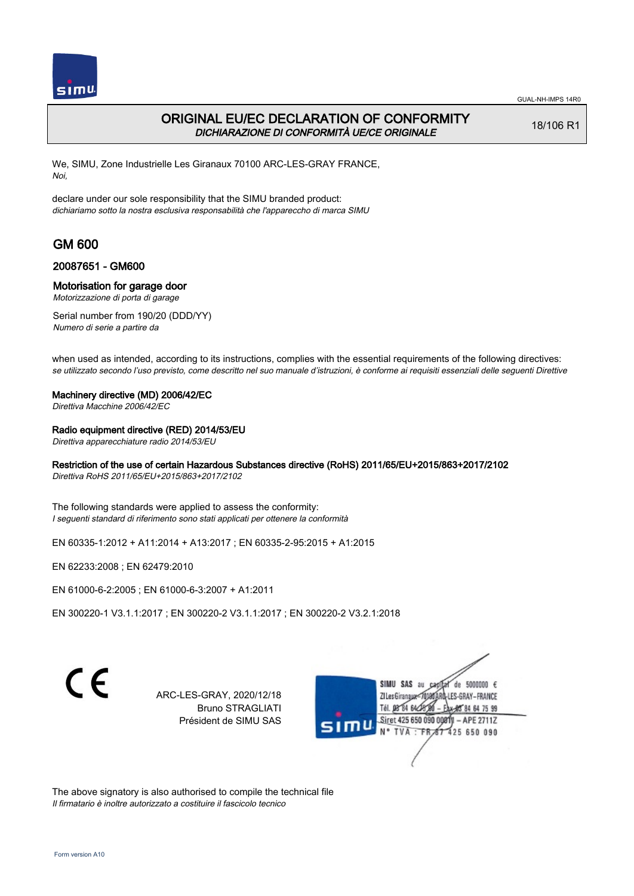# ORIGINAL EU/EC DECLARATION OF CONFORMITY

*DICHIARAZIONE DI CONFORMITÀ UE/CE ORIGINALE*

18/106 R1

We, SIMU, Zone Industrielle Les Giranaux 70100 ARC-LES-GRAY FRANCE,
*Noi,*

declare under our sole responsibility that the SIMU branded product:
*dichiariamo sotto la nostra esclusiva responsabilità che l'apparecchio di marca SIMU*

## GM 600

### 20087651 - GM600

### Motorisation for garage door

*Motorizzazione di porta di garage*

Serial number from 190/20 (DDD/YY)
*Numero di serie a partire da*

when used as intended, according to its instructions, complies with the essential requirements of the following directives:
*se utilizzato secondo l'uso previsto, come descritto nel suo manuale d'istruzioni, è conforme ai requisiti essenziali delle seguenti Direttive*

**Machinery directive (MD) 2006/42/EC**
*Direttiva Macchine 2006/42/EC*

**Radio equipment directive (RED) 2014/53/EU**
*Direttiva apparecchiature radio 2014/53/EU*

**Restriction of the use of certain Hazardous Substances directive (RoHS) 2011/65/EU+2015/863+2017/2102**
*Direttiva RoHS 2011/65/EU+2015/863+2017/2102*

The following standards were applied to assess the conformity:
*I seguenti standard di riferimento sono stati applicati per ottenere la conformità*

EN 60335-1:2012 + A11:2014 + A13:2017 ; EN 60335-2-95:2015 + A1:2015

EN 62233:2008 ; EN 62479:2010

EN 61000-6-2:2005 ; EN 61000-6-3:2007 + A1:2011

EN 300220-1 V3.1.1:2017 ; EN 300220-2 V3.1.1:2017 ; EN 300220-2 V3.2.1:2018

CE

ARC-LES-GRAY, 2020/12/18
Bruno STRAGLIATI
Président de SIMU SAS

SIMU SAS au capital de 5000000 €
ZI Les Giranaux 70100 ARC-LES-GRAY-FRANCE
Tél. 03 84 64 75 00 – Fax 03 84 64 75 99
Siret 425 650 090 00011 – APE 2711Z
N° TVA : FR 67 425 650 090

The above signatory is also authorised to compile the technical file
*Il firmatario è inoltre autorizzato a costituire il fascicolo tecnico*

Form version A10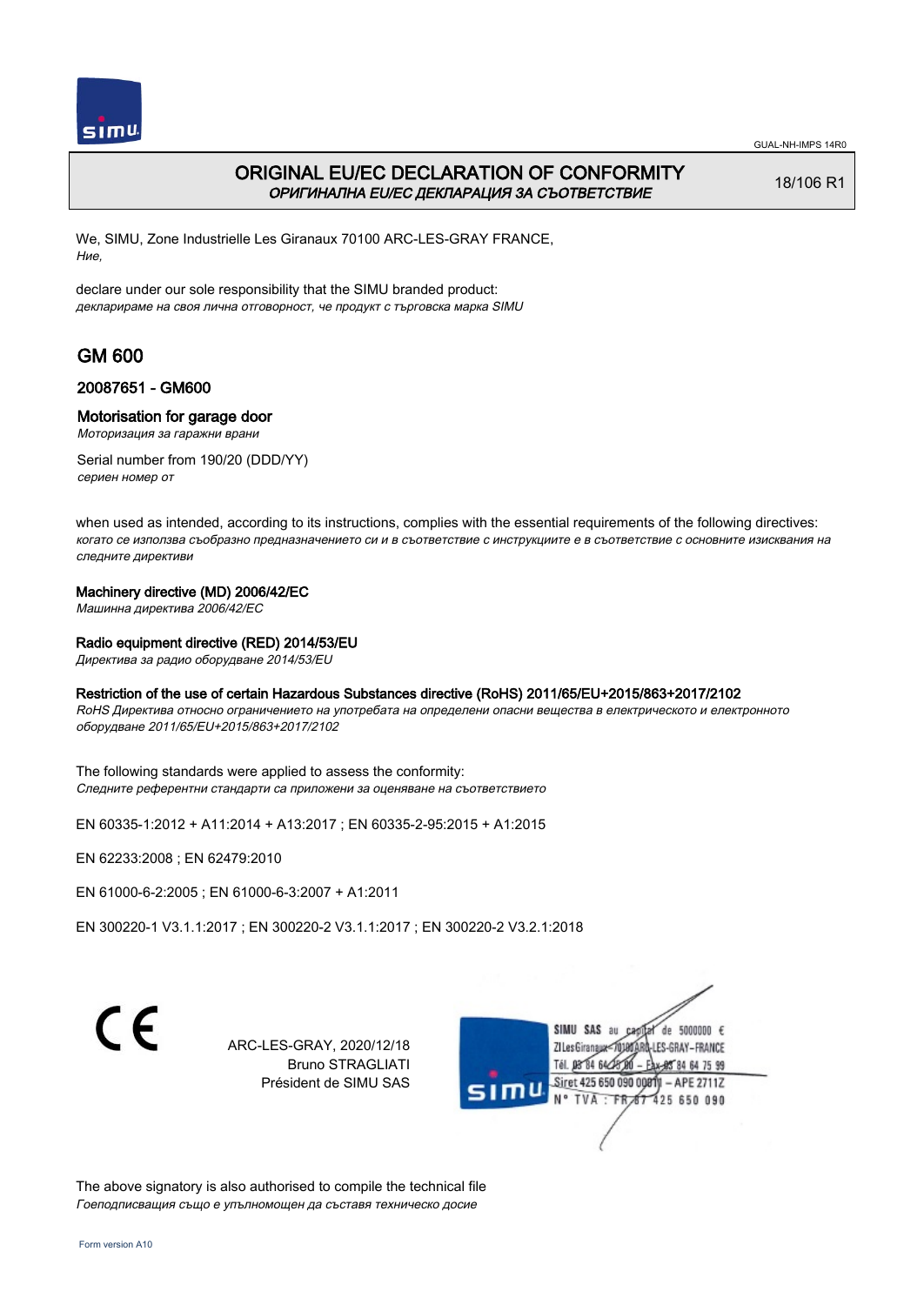GUAL-NH-IMPS 14R0

# ORIGINAL EU/EC DECLARATION OF CONFORMITY
*ОРИГИНАЛНА EU/EC ДЕКЛАРАЦИЯ ЗА СЪОТВЕТСТВИЕ*

18/106 R1

We, SIMU, Zone Industrielle Les Giranaux 70100 ARC-LES-GRAY FRANCE,
*Ние,*

declare under our sole responsibility that the SIMU branded product:
*декларираме на своя лична отговорност, че продукт с търговска марка SIMU*

## GM 600

### 20087651 - GM600

### Motorisation for garage door
*Моторизация за гаражни врани*

Serial number from 190/20 (DDD/YY)
*сериен номер от*

when used as intended, according to its instructions, complies with the essential requirements of the following directives:
*когато се използва съобразно предназначението си и в съответствие с инструкциите е в съответствие с основните изисквания на следните директиви*

**Machinery directive (MD) 2006/42/EC**
*Машинна директива 2006/42/EC*

**Radio equipment directive (RED) 2014/53/EU**
*Директива за радио оборудване 2014/53/EU*

**Restriction of the use of certain Hazardous Substances directive (RoHS) 2011/65/EU+2015/863+2017/2102**
*RoHS Директива относно ограничението на употребата на определени опасни вещества в електрическото и електронното оборудване 2011/65/EU+2015/863+2017/2102*

The following standards were applied to assess the conformity:
*Следните референтни стандарти са приложени за оценяване на съответствието*

EN 60335-1:2012 + A11:2014 + A13:2017 ; EN 60335-2-95:2015 + A1:2015

EN 62233:2008 ; EN 62479:2010

EN 61000-6-2:2005 ; EN 61000-6-3:2007 + A1:2011

EN 300220-1 V3.1.1:2017 ; EN 300220-2 V3.1.1:2017 ; EN 300220-2 V3.2.1:2018

CE

ARC-LES-GRAY, 2020/12/18
Bruno STRAGLIATI
Président de SIMU SAS

SIMU SAS au capital de 5000000 €
ZI Les Giranaux 70100 ARC-LES-GRAY-FRANCE
Tél. 03 84 64 75 00 – Fax 03 84 64 75 99
Siret 425 650 090 00011 – APE 2711Z
N° TVA : FR 87 425 650 090

The above signatory is also authorised to compile the technical file
*Гоеподписващия също е упълномощен да съставя техническо досие*

Form version A10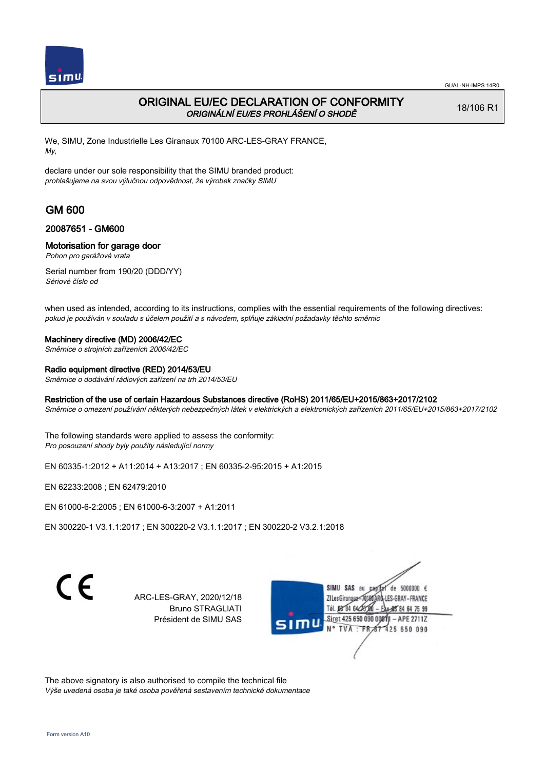GUAL-NH-IMPS 14R0

# ORIGINAL EU/EC DECLARATION OF CONFORMITY

*ORIGINÁLNÍ EU/ES PROHLÁŠENÍ O SHODĚ*

18/106 R1

We, SIMU, Zone Industrielle Les Giranaux 70100 ARC-LES-GRAY FRANCE,
*My,*

declare under our sole responsibility that the SIMU branded product:
*prohlašujeme na svou výlučnou odpovědnost, že výrobek značky SIMU*

## GM 600

### 20087651 - GM600

### Motorisation for garage door

*Pohon pro garážová vrata*

Serial number from 190/20 (DDD/YY)
*Sériové číslo od*

when used as intended, according to its instructions, complies with the essential requirements of the following directives:
*pokud je používán v souladu s účelem použití a s návodem, splňuje základní požadavky těchto směrnic*

**Machinery directive (MD) 2006/42/EC**
*Směrnice o strojních zařízeních 2006/42/EC*

**Radio equipment directive (RED) 2014/53/EU**
*Směrnice o dodávání rádiových zařízení na trh 2014/53/EU*

**Restriction of the use of certain Hazardous Substances directive (RoHS) 2011/65/EU+2015/863+2017/2102**
*Směrnice o omezení používání některých nebezpečných látek v elektrických a elektronických zařízeních 2011/65/EU+2015/863+2017/2102*

The following standards were applied to assess the conformity:
*Pro posouzení shody byly použity následující normy*

EN 60335-1:2012 + A11:2014 + A13:2017 ; EN 60335-2-95:2015 + A1:2015

EN 62233:2008 ; EN 62479:2010

EN 61000-6-2:2005 ; EN 61000-6-3:2007 + A1:2011

EN 300220-1 V3.1.1:2017 ; EN 300220-2 V3.1.1:2017 ; EN 300220-2 V3.2.1:2018

ARC-LES-GRAY, 2020/12/18
Bruno STRAGLIATI
Président de SIMU SAS

SIMU SAS au capital de 5000000 €
ZI Les Giranaux 70100 ARC-LES-GRAY-FRANCE
Tél. 03 84 64 75 00 – Fax 03 84 64 75 99
Siret 425 650 090 00011 – APE 2711Z
N° TVA : FR 67 425 650 090

The above signatory is also authorised to compile the technical file
*Výše uvedená osoba je také osoba pověřená sestavením technické dokumentace*

Form version A10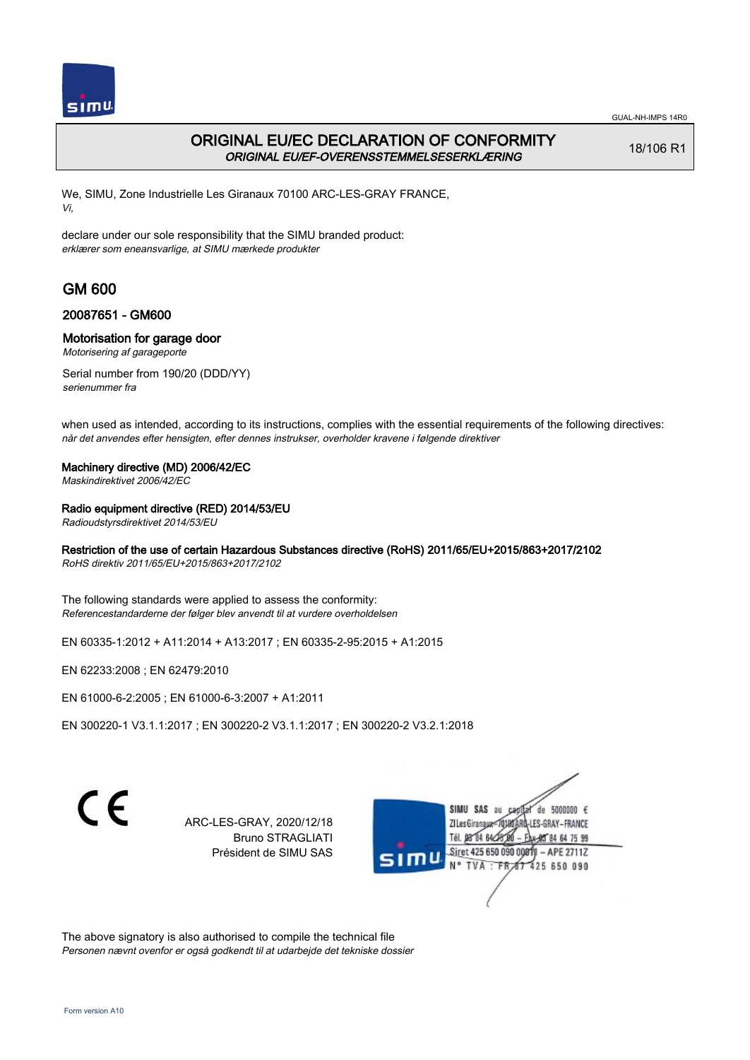# ORIGINAL EU/EC DECLARATION OF CONFORMITY
*ORIGINAL EU/EF-OVERENSSTEMMELSESERKLÆRING*

18/106 R1

We, SIMU, Zone Industrielle Les Giranaux 70100 ARC-LES-GRAY FRANCE,
*Vi,*

declare under our sole responsibility that the SIMU branded product:
*erklærer som eneansvarlige, at SIMU mærkede produkter*

## GM 600

### 20087651 - GM600

### Motorisation for garage door
*Motorisering af garageporte*

Serial number from 190/20 (DDD/YY)
*serienummer fra*

when used as intended, according to its instructions, complies with the essential requirements of the following directives:
*når det anvendes efter hensigten, efter dennes instrukser, overholder kravene i følgende direktiver*

**Machinery directive (MD) 2006/42/EC**
*Maskindirektivet 2006/42/EC*

**Radio equipment directive (RED) 2014/53/EU**
*Radioudstyrsdirektivet 2014/53/EU*

**Restriction of the use of certain Hazardous Substances directive (RoHS) 2011/65/EU+2015/863+2017/2102**
*RoHS direktiv 2011/65/EU+2015/863+2017/2102*

The following standards were applied to assess the conformity:
*Referencestandarderne der følger blev anvendt til at vurdere overholdelsen*

EN 60335-1:2012 + A11:2014 + A13:2017 ; EN 60335-2-95:2015 + A1:2015

EN 62233:2008 ; EN 62479:2010

EN 61000-6-2:2005 ; EN 61000-6-3:2007 + A1:2011

EN 300220-1 V3.1.1:2017 ; EN 300220-2 V3.1.1:2017 ; EN 300220-2 V3.2.1:2018

ARC-LES-GRAY, 2020/12/18
Bruno STRAGLIATI
Président de SIMU SAS

SIMU SAS au capital de 5000000 €
ZI Les Giranaux 70100 ARC-LES-GRAY-FRANCE
Tél. 03 84 64 75 00 – Fax 03 84 64 75 99
Siret 425 650 090 00011 – APE 2711Z
N° TVA : FR 67 425 650 090

The above signatory is also authorised to compile the technical file
*Personen nævnt ovenfor er også godkendt til at udarbejde det tekniske dossier*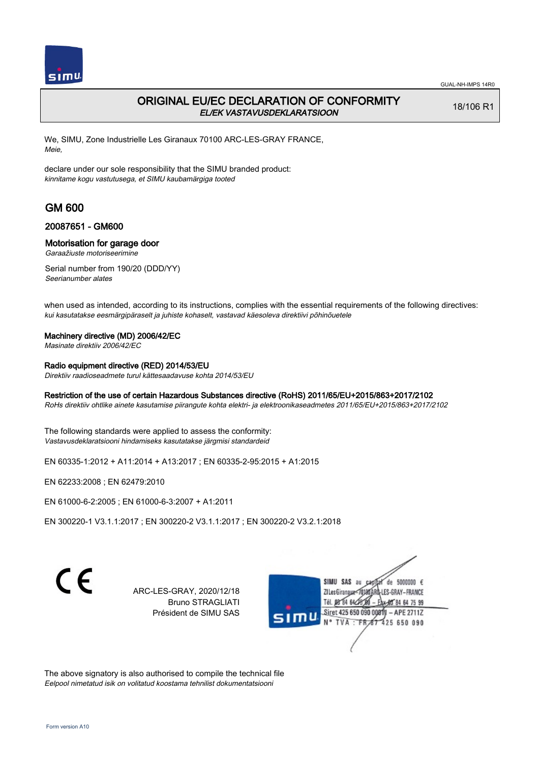# ORIGINAL EU/EC DECLARATION OF CONFORMITY

*EL/EK VASTAVUSDEKLARATSIOON*

18/106 R1

We, SIMU, Zone Industrielle Les Giranaux 70100 ARC-LES-GRAY FRANCE,
*Meie,*

declare under our sole responsibility that the SIMU branded product:
*kinnitame kogu vastutusega, et SIMU kaubamärgiga tooted*

## GM 600

### 20087651 - GM600

### Motorisation for garage door

*Garaažiuste motoriseerimine*

Serial number from 190/20 (DDD/YY)
*Seerianumber alates*

when used as intended, according to its instructions, complies with the essential requirements of the following directives:
*kui kasutatakse eesmärgipäraselt ja juhiste kohaselt, vastavad käesoleva direktiivi põhinõuetele*

**Machinery directive (MD) 2006/42/EC**
*Masinate direktiiv 2006/42/EC*

**Radio equipment directive (RED) 2014/53/EU**
*Direktiiv raadioseadmete turul kättesaadavuse kohta 2014/53/EU*

**Restriction of the use of certain Hazardous Substances directive (RoHS) 2011/65/EU+2015/863+2017/2102**
*RoHs direktiiv ohtlike ainete kasutamise piirangute kohta elektri- ja elektroonikaseadmetes 2011/65/EU+2015/863+2017/2102*

The following standards were applied to assess the conformity:
*Vastavusdeklaratsiooni hindamiseks kasutatakse järgmisi standardeid*

EN 60335-1:2012 + A11:2014 + A13:2017 ; EN 60335-2-95:2015 + A1:2015

EN 62233:2008 ; EN 62479:2010

EN 61000-6-2:2005 ; EN 61000-6-3:2007 + A1:2011

EN 300220-1 V3.1.1:2017 ; EN 300220-2 V3.1.1:2017 ; EN 300220-2 V3.2.1:2018

ARC-LES-GRAY, 2020/12/18
Bruno STRAGLIATI
Président de SIMU SAS

SIMU SAS au capital de 5000000 €
ZI Les Giranaux 70100 ARC-LES-GRAY-FRANCE
Tél. 03 84 64 75 00 – Fax 03 84 64 75 99
Siret 425 650 090 00011 – APE 2711Z
N° TVA : FR 67 425 650 090

The above signatory is also authorised to compile the technical file
*Eelpool nimetatud isik on volitatud koostama tehnilist dokumentatsiooni*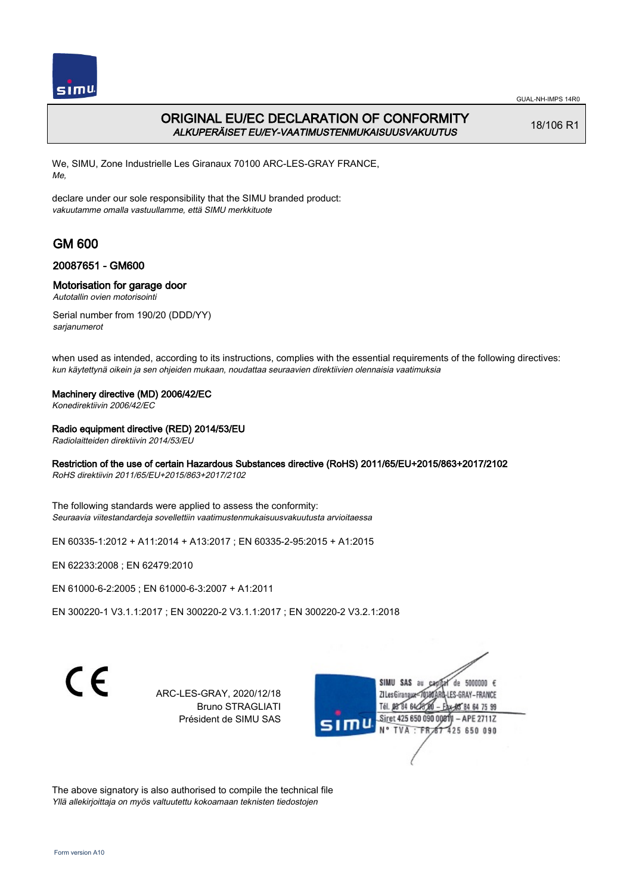GUAL-NH-IMPS 14R0

# ORIGINAL EU/EC DECLARATION OF CONFORMITY
*ALKUPERÄISET EU/EY-VAATIMUSTENMUKAISUUSVAKUUTUS*

18/106 R1

We, SIMU, Zone Industrielle Les Giranaux 70100 ARC-LES-GRAY FRANCE,
*Me,*

declare under our sole responsibility that the SIMU branded product:
*vakuutamme omalla vastuullamme, että SIMU merkkituote*

## GM 600

### 20087651 - GM600

### Motorisation for garage door
*Autotallin ovien motorisointi*

Serial number from 190/20 (DDD/YY)
*sarjanumerot*

when used as intended, according to its instructions, complies with the essential requirements of the following directives:
*kun käytettynä oikein ja sen ohjeiden mukaan, noudattaa seuraavien direktiivien olennaisia vaatimuksia*

**Machinery directive (MD) 2006/42/EC**
*Konedirektiivin 2006/42/EC*

**Radio equipment directive (RED) 2014/53/EU**
*Radiolaitteiden direktiivin 2014/53/EU*

**Restriction of the use of certain Hazardous Substances directive (RoHS) 2011/65/EU+2015/863+2017/2102**
*RoHS direktiivin 2011/65/EU+2015/863+2017/2102*

The following standards were applied to assess the conformity:
*Seuraavia viitestandardeja sovellettiin vaatimustenmukaisuusvakuutusta arvioitaessa*

EN 60335-1:2012 + A11:2014 + A13:2017 ; EN 60335-2-95:2015 + A1:2015

EN 62233:2008 ; EN 62479:2010

EN 61000-6-2:2005 ; EN 61000-6-3:2007 + A1:2011

EN 300220-1 V3.1.1:2017 ; EN 300220-2 V3.1.1:2017 ; EN 300220-2 V3.2.1:2018

CE

ARC-LES-GRAY, 2020/12/18
Bruno STRAGLIATI
Président de SIMU SAS

SIMU SAS au capital de 5000000 €
ZI Les Giranaux 70100 ARC-LES-GRAY-FRANCE
Tél. 03 84 64 75 00 – Fax 03 84 64 75 99
Siret 425 650 090 00011 – APE 2711Z
N° TVA : FR 67 425 650 090

The above signatory is also authorised to compile the technical file
*Yllä allekirjoittaja on myös valtuutettu kokoamaan teknisten tiedostojen*

Form version A10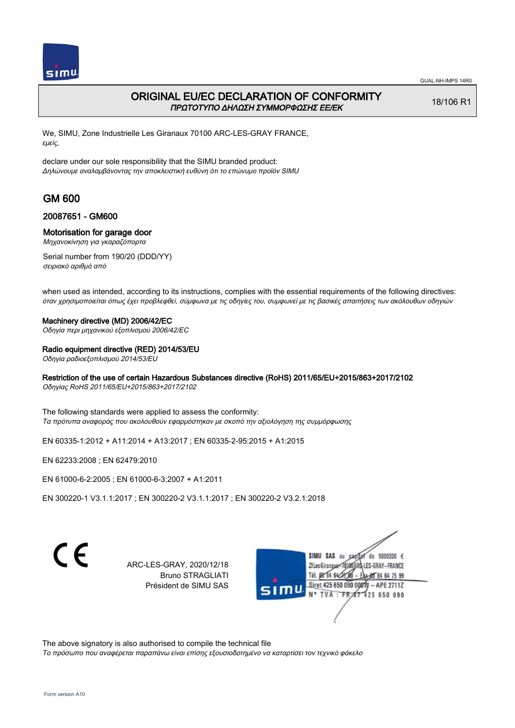GUAL-NH-IMPS 14R0

# ORIGINAL EU/EC DECLARATION OF CONFORMITY
*ΠΡΩΤΟΤΥΠΟ ΔΗΛΩΣΗ ΣΥΜΜΟΡΦΩΣΗΣ ΕΕ/ΕΚ*

18/106 R1

We, SIMU, Zone Industrielle Les Giranaux 70100 ARC-LES-GRAY FRANCE,
*εμείς,*

declare under our sole responsibility that the SIMU branded product:
*Δηλώνουμε αναλαμβάνοντας την αποκλειστική ευθύνη ότι το επώνυμο προϊόν SIMU*

## GM 600

### 20087651 - GM600

### Motorisation for garage door
*Μηχανοκίνηση για γκαραζόπορτα*

Serial number from 190/20 (DDD/YY)
*σειριακό αριθμό από*

when used as intended, according to its instructions, complies with the essential requirements of the following directives:
*όταν χρησιμοποιείται όπως έχει προβλεφθεί, σύμφωνα με τις οδηγίες του, συμφωνεί με τις βασικές απαιτήσεις των ακόλουθων οδηγιών*

**Machinery directive (MD) 2006/42/EC**
*Οδηγία περι μηχανικού εξοπλισμού 2006/42/EC*

**Radio equipment directive (RED) 2014/53/EU**
*Οδηγία ραδιοεξοπλισμού 2014/53/EU*

**Restriction of the use of certain Hazardous Substances directive (RoHS) 2011/65/EU+2015/863+2017/2102**
*Οδηγίας RoHS 2011/65/EU+2015/863+2017/2102*

The following standards were applied to assess the conformity:
*Τα πρότυπα αναφοράς που ακολουθούν εφαρμόστηκαν με σκοπό την αξιολόγηση της συμμόρφωσης*

EN 60335-1:2012 + A11:2014 + A13:2017 ; EN 60335-2-95:2015 + A1:2015

EN 62233:2008 ; EN 62479:2010

EN 61000-6-2:2005 ; EN 61000-6-3:2007 + A1:2011

EN 300220-1 V3.1.1:2017 ; EN 300220-2 V3.1.1:2017 ; EN 300220-2 V3.2.1:2018

CE

ARC-LES-GRAY, 2020/12/18
Bruno STRAGLIATI
Président de SIMU SAS

SIMU SAS au capital de 5000000 €
ZI Les Giranaux 70100 ARC-LES-GRAY-FRANCE
Tél. 03 84 64 75 00 – Fax 03 84 64 75 99
Siret 425 650 090 00011 – APE 2711Z
N° TVA : FR 67 425 650 090

The above signatory is also authorised to compile the technical file
*Το πρόσωπο που αναφέρεται παραπάνω είναι επίσης εξουσιοδοτημένο να καταρτίσει τον τεχνικό φάκελο*

Form version A10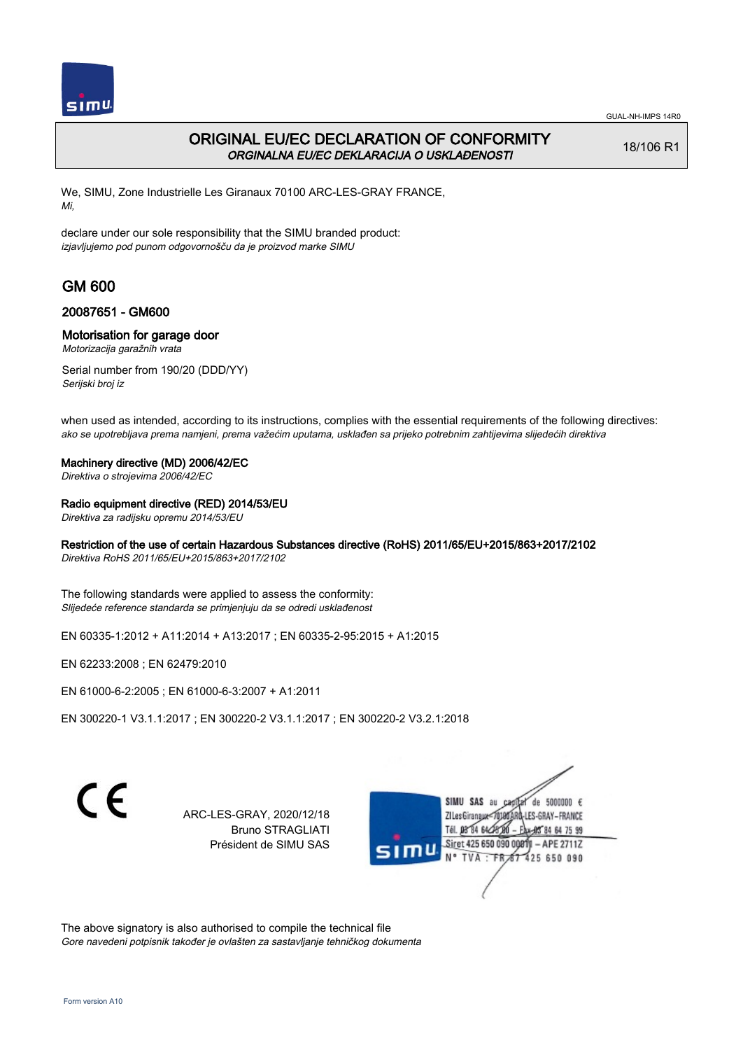GUAL-NH-IMPS 14R0

# ORIGINAL EU/EC DECLARATION OF CONFORMITY
*ORGINALNA EU/EC DEKLARACIJA O USKLAĐENOSTI*

18/106 R1

We, SIMU, Zone Industrielle Les Giranaux 70100 ARC-LES-GRAY FRANCE,
*Mi,*

declare under our sole responsibility that the SIMU branded product:
*izjavljujemo pod punom odgovornošču da je proizvod marke SIMU*

## GM 600

### 20087651 - GM600

### Motorisation for garage door
*Motorizacija garažnih vrata*

Serial number from 190/20 (DDD/YY)
*Serijski broj iz*

when used as intended, according to its instructions, complies with the essential requirements of the following directives:
*ako se upotrebljava prema namjeni, prema važećim uputama, usklađen sa prijeko potrebnim zahtijevima slijedećih direktiva*

**Machinery directive (MD) 2006/42/EC**
*Direktiva o strojevima 2006/42/EC*

**Radio equipment directive (RED) 2014/53/EU**
*Direktiva za radijsku opremu 2014/53/EU*

**Restriction of the use of certain Hazardous Substances directive (RoHS) 2011/65/EU+2015/863+2017/2102**
*Direktiva RoHS 2011/65/EU+2015/863+2017/2102*

The following standards were applied to assess the conformity:
*Slijedeće reference standarda se primjenjuju da se odredi usklađenost*

EN 60335-1:2012 + A11:2014 + A13:2017 ; EN 60335-2-95:2015 + A1:2015

EN 62233:2008 ; EN 62479:2010

EN 61000-6-2:2005 ; EN 61000-6-3:2007 + A1:2011

EN 300220-1 V3.1.1:2017 ; EN 300220-2 V3.1.1:2017 ; EN 300220-2 V3.2.1:2018

CE

ARC-LES-GRAY, 2020/12/18
Bruno STRAGLIATI
Président de SIMU SAS

SIMU SAS au capital de 5000000 €
ZI Les Giranaux 70100 ARC-LES-GRAY-FRANCE
Tél. 03 84 64 75 00 – Fax 03 84 64 75 99
Siret 425 650 090 00011 – APE 2711Z
N° TVA : FR 67 425 650 090

The above signatory is also authorised to compile the technical file
*Gore navedeni potpisnik također je ovlašten za sastavljanje tehničkog dokumenta*

Form version A10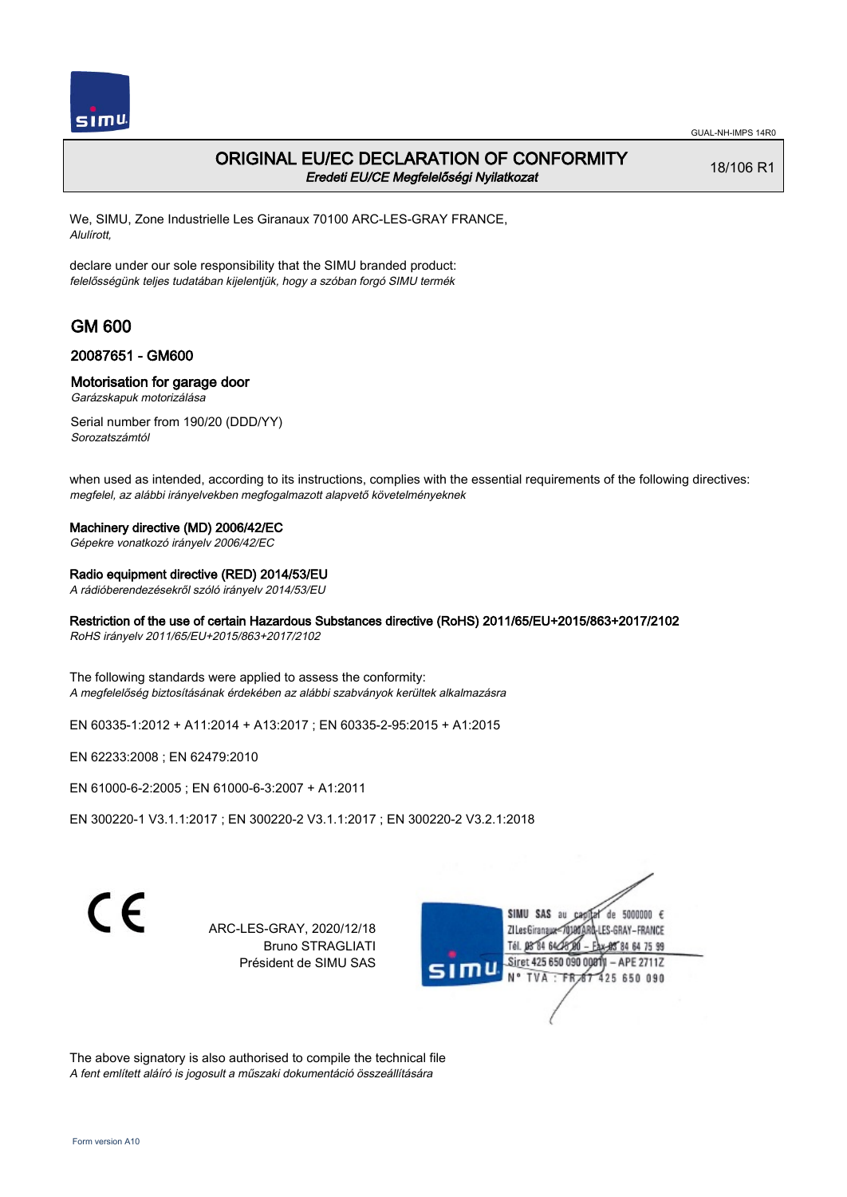GUAL-NH-IMPS 14R0

# ORIGINAL EU/EC DECLARATION OF CONFORMITY

*Eredeti EU/CE Megfelelőségi Nyilatkozat*

18/106 R1

We, SIMU, Zone Industrielle Les Giranaux 70100 ARC-LES-GRAY FRANCE,
*Alulírott,*

declare under our sole responsibility that the SIMU branded product:
*felelősségünk teljes tudatában kijelentjük, hogy a szóban forgó SIMU termék*

## GM 600

### 20087651 - GM600

### Motorisation for garage door

*Garázskapuk motorizálása*

Serial number from 190/20 (DDD/YY)
*Sorozatszámtól*

when used as intended, according to its instructions, complies with the essential requirements of the following directives:
*megfelel, az alábbi irányelvekben megfogalmazott alapvető követelményeknek*

**Machinery directive (MD) 2006/42/EC**
*Gépekre vonatkozó irányelv 2006/42/EC*

**Radio equipment directive (RED) 2014/53/EU**
*A rádióberendezésekről szóló irányelv 2014/53/EU*

**Restriction of the use of certain Hazardous Substances directive (RoHS) 2011/65/EU+2015/863+2017/2102**
*RoHS irányelv 2011/65/EU+2015/863+2017/2102*

The following standards were applied to assess the conformity:
*A megfelelőség biztosításának érdekében az alábbi szabványok kerültek alkalmazásra*

EN 60335-1:2012 + A11:2014 + A13:2017 ; EN 60335-2-95:2015 + A1:2015

EN 62233:2008 ; EN 62479:2010

EN 61000-6-2:2005 ; EN 61000-6-3:2007 + A1:2011

EN 300220-1 V3.1.1:2017 ; EN 300220-2 V3.1.1:2017 ; EN 300220-2 V3.2.1:2018

CE

ARC-LES-GRAY, 2020/12/18
Bruno STRAGLIATI
Président de SIMU SAS

SIMU SAS au capital de 5000000 €
ZI Les Giranaux 70100 ARC-LES-GRAY-FRANCE
Tél. 03 84 64 75 00 – Fax 03 84 64 75 99
Siret 425 650 090 00011 – APE 2711Z
N° TVA : FR 67 425 650 090

The above signatory is also authorised to compile the technical file
*A fent említett aláíró is jogosult a műszaki dokumentáció összeállítására*

Form version A10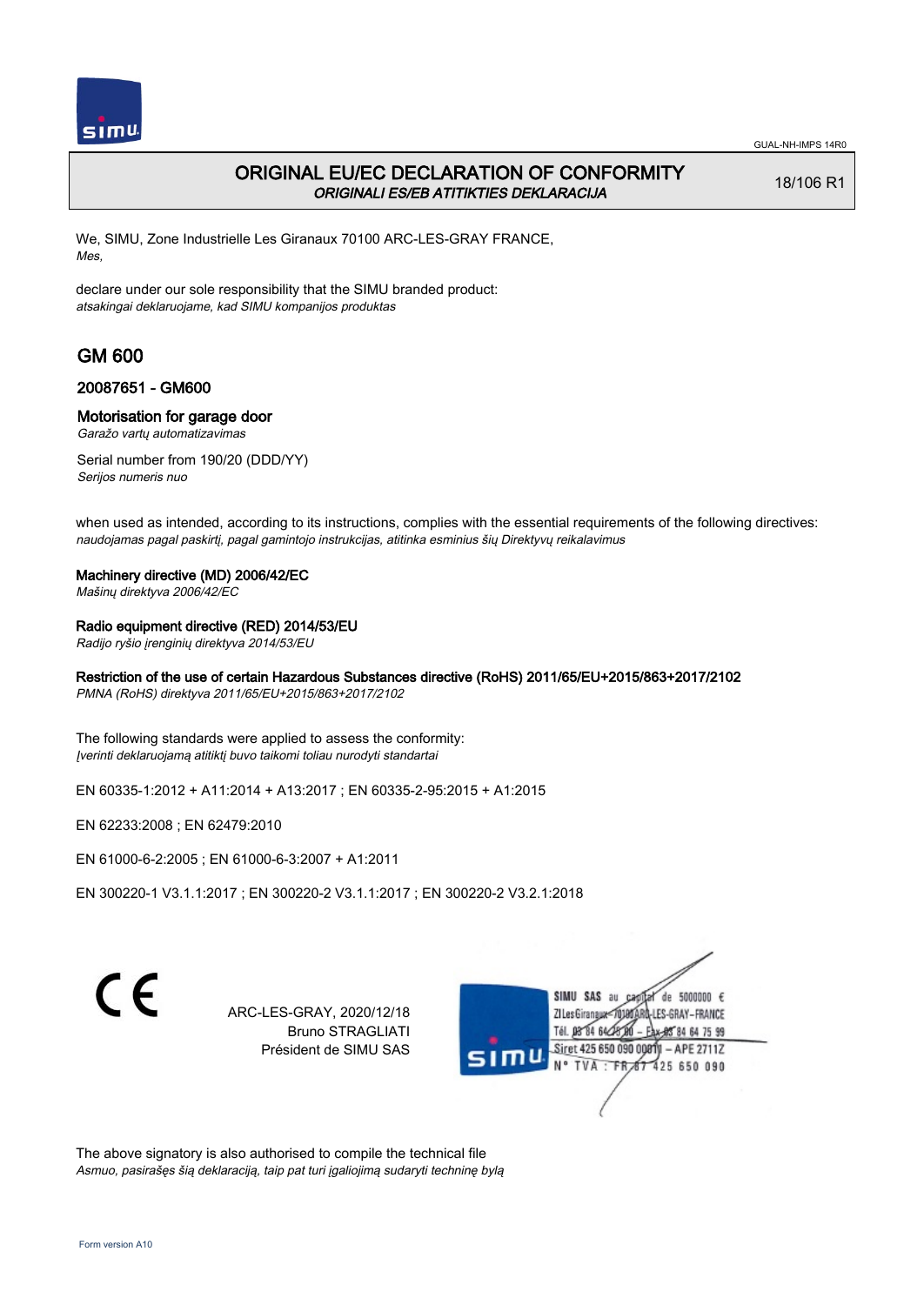# ORIGINAL EU/EC DECLARATION OF CONFORMITY

*ORIGINALI ES/EB ATITIKTIES DEKLARACIJA*

18/106 R1

We, SIMU, Zone Industrielle Les Giranaux 70100 ARC-LES-GRAY FRANCE,
*Mes,*

declare under our sole responsibility that the SIMU branded product:
*atsakingai deklaruojame, kad SIMU kompanijos produktas*

## GM 600

### 20087651 - GM600

### Motorisation for garage door

*Garažo vartų automatizavimas*

Serial number from 190/20 (DDD/YY)
*Serijos numeris nuo*

when used as intended, according to its instructions, complies with the essential requirements of the following directives:
*naudojamas pagal paskirtį, pagal gamintojo instrukcijas, atitinka esminius šių Direktyvų reikalavimus*

**Machinery directive (MD) 2006/42/EC**
*Mašinų direktyva 2006/42/EC*

**Radio equipment directive (RED) 2014/53/EU**
*Radijo ryšio įrenginių direktyva 2014/53/EU*

**Restriction of the use of certain Hazardous Substances directive (RoHS) 2011/65/EU+2015/863+2017/2102**
*PMNA (RoHS) direktyva 2011/65/EU+2015/863+2017/2102*

The following standards were applied to assess the conformity:
*Įverinti deklaruojamą atitiktį buvo taikomi toliau nurodyti standartai*

EN 60335-1:2012 + A11:2014 + A13:2017 ; EN 60335-2-95:2015 + A1:2015

EN 62233:2008 ; EN 62479:2010

EN 61000-6-2:2005 ; EN 61000-6-3:2007 + A1:2011

EN 300220-1 V3.1.1:2017 ; EN 300220-2 V3.1.1:2017 ; EN 300220-2 V3.2.1:2018

ARC-LES-GRAY, 2020/12/18
Bruno STRAGLIATI
Président de SIMU SAS

SIMU SAS au capital de 5000000 €
ZI Les Giranaux 70100 ARC-LES-GRAY-FRANCE
Tél. 03 84 64 75 00 – Fax 03 84 64 75 99
Siret 425 650 090 00011 – APE 2711Z
N° TVA : FR 67 425 650 090

The above signatory is also authorised to compile the technical file
*Asmuo, pasirašęs šią deklaraciją, taip pat turi įgaliojimą sudaryti techninę bylą*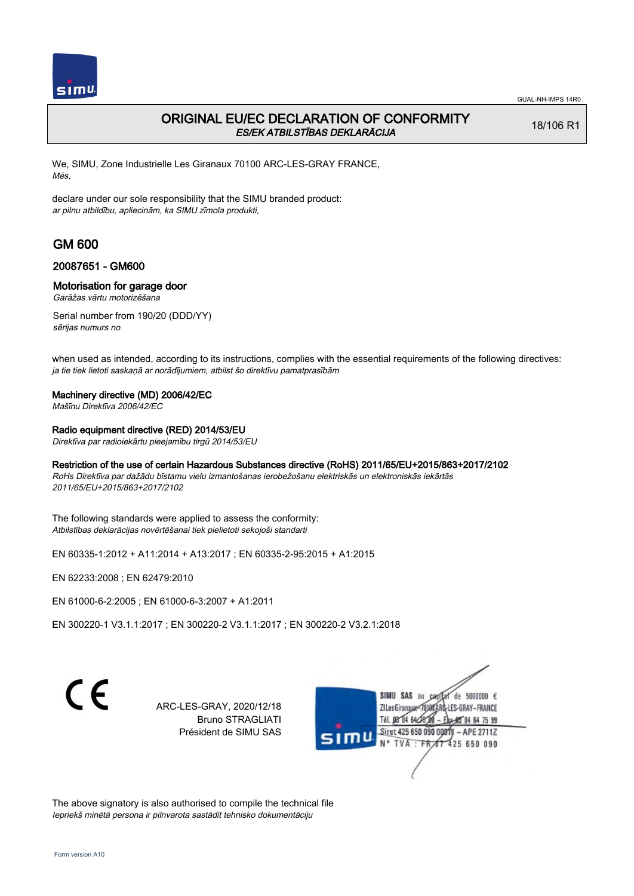GUAL-NH-IMPS 14R0

# ORIGINAL EU/EC DECLARATION OF CONFORMITY
*ES/EK ATBILSTĪBAS DEKLARĀCIJA*

18/106 R1

We, SIMU, Zone Industrielle Les Giranaux 70100 ARC-LES-GRAY FRANCE,
*Mēs,*

declare under our sole responsibility that the SIMU branded product:
*ar pilnu atbildību, apliecinām, ka SIMU zīmola produkti,*

## GM 600

### 20087651 - GM600

### Motorisation for garage door
*Garāžas vārtu motorizēšana*

Serial number from 190/20 (DDD/YY)
*sērijas numurs no*

when used as intended, according to its instructions, complies with the essential requirements of the following directives:
*ja tie tiek lietoti saskaņā ar norādījumiem, atbilst šo direktīvu pamatprasībām*

**Machinery directive (MD) 2006/42/EC**
*Mašīnu Direktīva 2006/42/EC*

**Radio equipment directive (RED) 2014/53/EU**
*Direktīva par radioiekārtu pieejamību tirgū 2014/53/EU*

**Restriction of the use of certain Hazardous Substances directive (RoHS) 2011/65/EU+2015/863+2017/2102**
*RoHs Direktīva par dažādu bīstamu vielu izmantošanas ierobežošanu elektriskās un elektroniskās iekārtās 2011/65/EU+2015/863+2017/2102*

The following standards were applied to assess the conformity:
*Atbilstības deklarācijas novērtēšanai tiek pielietoti sekojoši standarti*

EN 60335-1:2012 + A11:2014 + A13:2017 ; EN 60335-2-95:2015 + A1:2015

EN 62233:2008 ; EN 62479:2010

EN 61000-6-2:2005 ; EN 61000-6-3:2007 + A1:2011

EN 300220-1 V3.1.1:2017 ; EN 300220-2 V3.1.1:2017 ; EN 300220-2 V3.2.1:2018

CE

ARC-LES-GRAY, 2020/12/18
Bruno STRAGLIATI
Président de SIMU SAS

SIMU SAS au capital de 5000000 €
ZI Les Giranaux 70100 ARC-LES-GRAY-FRANCE
Tél. 03 84 64 75 00 – Fax 03 84 64 75 99
Siret 425 650 090 00011 – APE 2711Z
N° TVA : FR 87 425 650 090

The above signatory is also authorised to compile the technical file
*Iepriekš minētā persona ir pilnvarota sastādīt tehnisko dokumentāciju*

Form version A10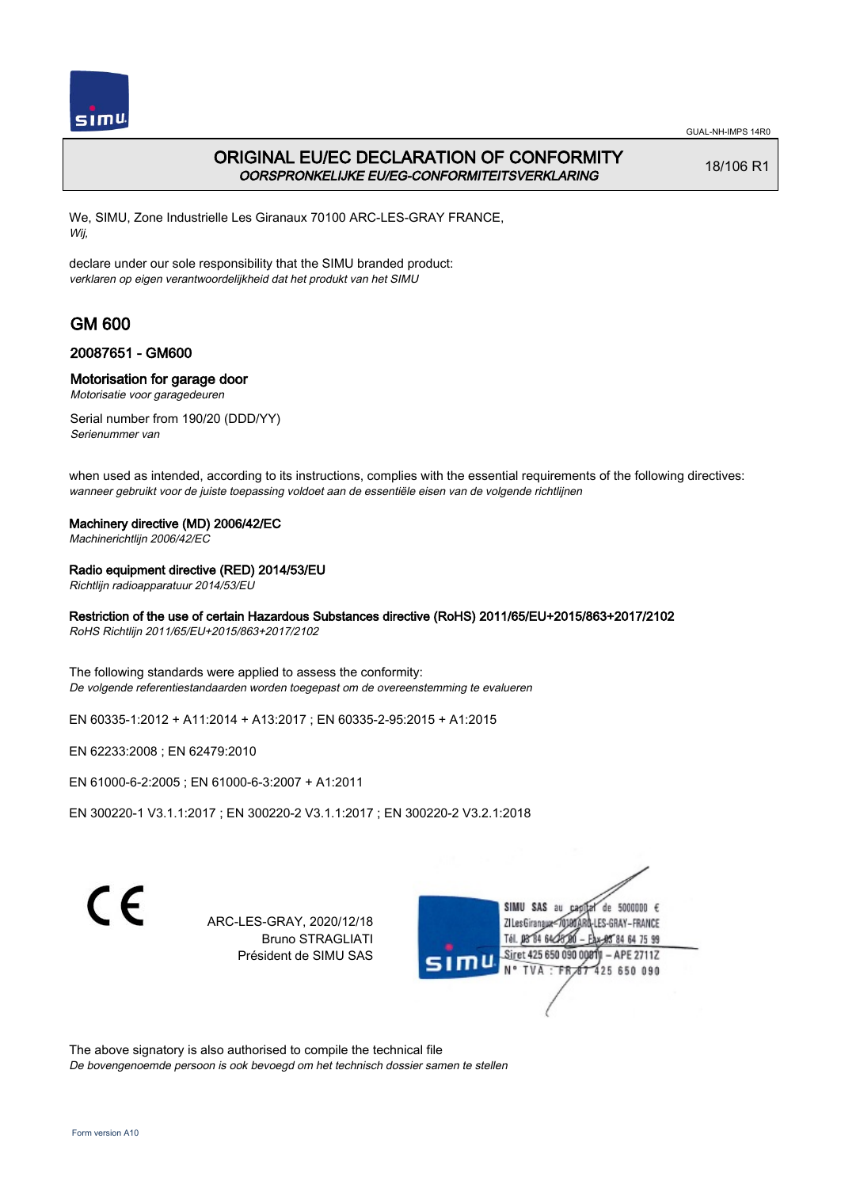GUAL-NH-IMPS 14R0

# ORIGINAL EU/EC DECLARATION OF CONFORMITY
*OORSPRONKELIJKE EU/EG-CONFORMITEITSVERKLARING*

18/106 R1

We, SIMU, Zone Industrielle Les Giranaux 70100 ARC-LES-GRAY FRANCE,
*Wij,*

declare under our sole responsibility that the SIMU branded product:
*verklaren op eigen verantwoordelijkheid dat het produkt van het SIMU*

## GM 600

### 20087651 - GM600

### Motorisation for garage door
*Motorisatie voor garagedeuren*

Serial number from 190/20 (DDD/YY)
*Serienummer van*

when used as intended, according to its instructions, complies with the essential requirements of the following directives:
*wanneer gebruikt voor de juiste toepassing voldoet aan de essentiële eisen van de volgende richtlijnen*

**Machinery directive (MD) 2006/42/EC**
*Machinerichtlijn 2006/42/EC*

**Radio equipment directive (RED) 2014/53/EU**
*Richtlijn radioapparatuur 2014/53/EU*

**Restriction of the use of certain Hazardous Substances directive (RoHS) 2011/65/EU+2015/863+2017/2102**
*RoHS Richtlijn 2011/65/EU+2015/863+2017/2102*

The following standards were applied to assess the conformity:
*De volgende referentiestandaarden worden toegepast om de overeenstemming te evalueren*

EN 60335-1:2012 + A11:2014 + A13:2017 ; EN 60335-2-95:2015 + A1:2015

EN 62233:2008 ; EN 62479:2010

EN 61000-6-2:2005 ; EN 61000-6-3:2007 + A1:2011

EN 300220-1 V3.1.1:2017 ; EN 300220-2 V3.1.1:2017 ; EN 300220-2 V3.2.1:2018

CE

ARC-LES-GRAY, 2020/12/18
Bruno STRAGLIATI
Président de SIMU SAS

SIMU SAS au capital de 5000000 €
ZI Les Giranaux 70100 ARC-LES-GRAY-FRANCE
Tél. 03 84 64 75 00 – Fax 03 84 64 75 99
Siret 425 650 090 00011 – APE 2711Z
N° TVA : FR 67 425 650 090

The above signatory is also authorised to compile the technical file
*De bovengenoemde persoon is ook bevoegd om het technisch dossier samen te stellen*

Form version A10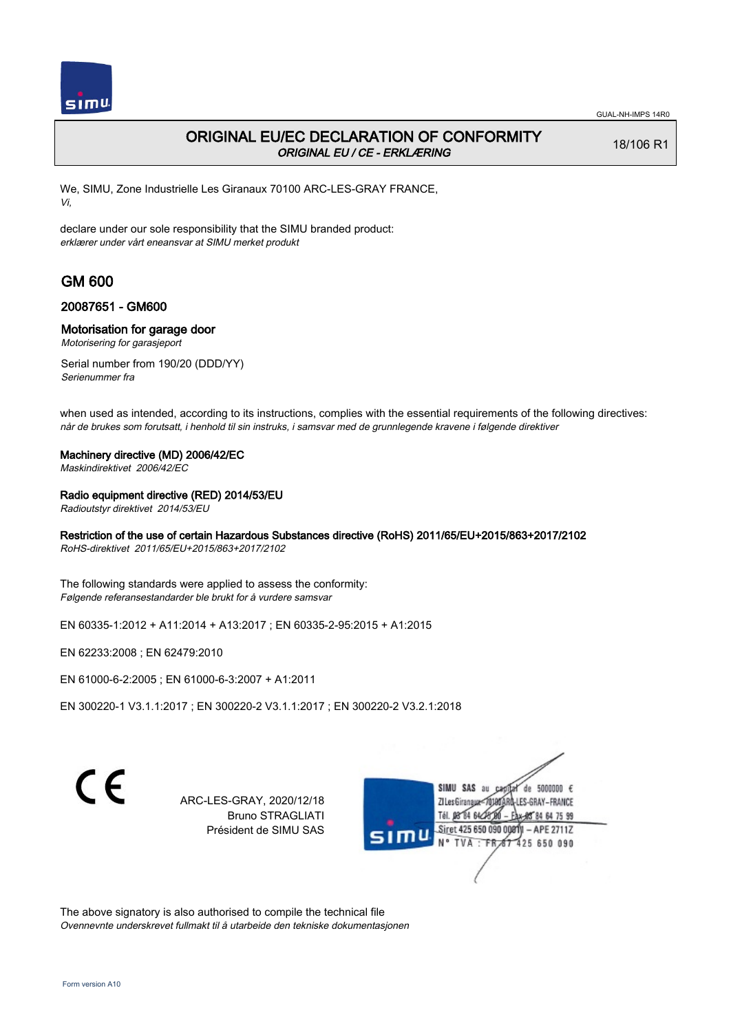# ORIGINAL EU/EC DECLARATION OF CONFORMITY

*ORIGINAL EU / CE - ERKLÆRING*

18/106 R1

We, SIMU, Zone Industrielle Les Giranaux 70100 ARC-LES-GRAY FRANCE,
*Vi,*

declare under our sole responsibility that the SIMU branded product:
*erklærer under vårt eneansvar at SIMU merket produkt*

## GM 600

### 20087651 - GM600

### Motorisation for garage door

*Motorisering for garasjeport*

Serial number from 190/20 (DDD/YY)
*Serienummer fra*

when used as intended, according to its instructions, complies with the essential requirements of the following directives:
*når de brukes som forutsatt, i henhold til sin instruks, i samsvar med de grunnlegende kravene i følgende direktiver*

**Machinery directive (MD) 2006/42/EC**
*Maskindirektivet 2006/42/EC*

**Radio equipment directive (RED) 2014/53/EU**
*Radioutstyr direktivet 2014/53/EU*

**Restriction of the use of certain Hazardous Substances directive (RoHS) 2011/65/EU+2015/863+2017/2102**
*RoHS-direktivet 2011/65/EU+2015/863+2017/2102*

The following standards were applied to assess the conformity:
*Følgende referansestandarder ble brukt for å vurdere samsvar*

EN 60335-1:2012 + A11:2014 + A13:2017 ; EN 60335-2-95:2015 + A1:2015

EN 62233:2008 ; EN 62479:2010

EN 61000-6-2:2005 ; EN 61000-6-3:2007 + A1:2011

EN 300220-1 V3.1.1:2017 ; EN 300220-2 V3.1.1:2017 ; EN 300220-2 V3.2.1:2018

CE

ARC-LES-GRAY, 2020/12/18
Bruno STRAGLIATI
Président de SIMU SAS

SIMU SAS au capital de 5000000 €
ZI Les Giranaux 70100 ARC-LES-GRAY-FRANCE
Tél. 03 84 64 78 00 – Fax 03 84 64 75 99
Siret 425 650 090 00011 – APE 2711Z
N° TVA : FR 67 425 650 090

The above signatory is also authorised to compile the technical file
*Ovennevnte underskrevet fullmakt til å utarbeide den tekniske dokumentasjonen*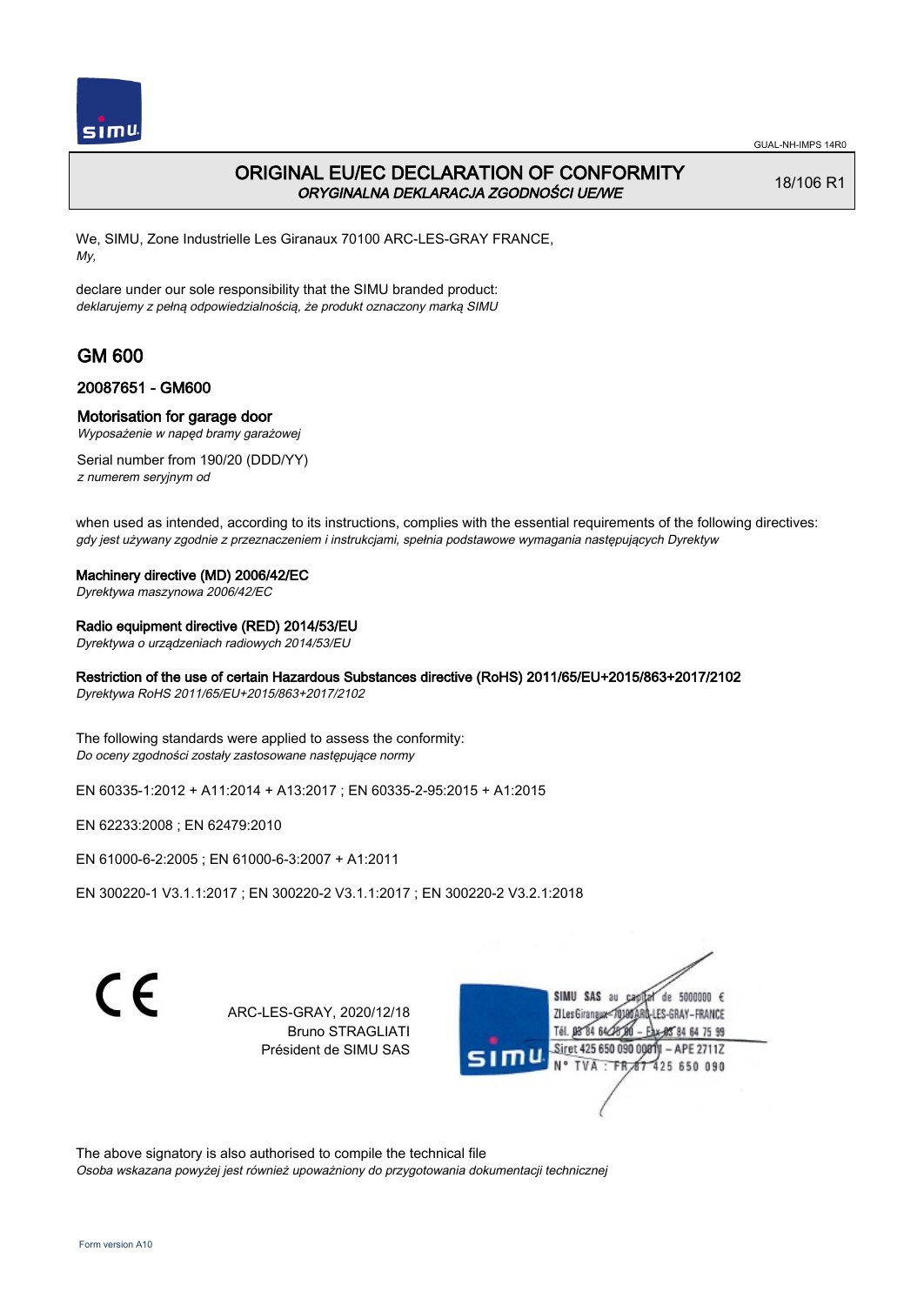GUAL-NH-IMPS 14R0

# ORIGINAL EU/EC DECLARATION OF CONFORMITY

*ORYGINALNA DEKLARACJA ZGODNOŚCI UE/WE*

18/106 R1

We, SIMU, Zone Industrielle Les Giranaux 70100 ARC-LES-GRAY FRANCE,
*My,*

declare under our sole responsibility that the SIMU branded product:
*deklarujemy z pełną odpowiedzialnością, że produkt oznaczony marką SIMU*

## GM 600

### 20087651 - GM600

### Motorisation for garage door

*Wyposażenie w napęd bramy garażowej*

Serial number from 190/20 (DDD/YY)
*z numerem seryjnym od*

when used as intended, according to its instructions, complies with the essential requirements of the following directives:
*gdy jest używany zgodnie z przeznaczeniem i instrukcjami, spełnia podstawowe wymagania następujących Dyrektyw*

**Machinery directive (MD) 2006/42/EC**
*Dyrektywa maszynowa 2006/42/EC*

**Radio equipment directive (RED) 2014/53/EU**
*Dyrektywa o urządzeniach radiowych 2014/53/EU*

**Restriction of the use of certain Hazardous Substances directive (RoHS) 2011/65/EU+2015/863+2017/2102**
*Dyrektywa RoHS 2011/65/EU+2015/863+2017/2102*

The following standards were applied to assess the conformity:
*Do oceny zgodności zostały zastosowane następujące normy*

EN 60335-1:2012 + A11:2014 + A13:2017 ; EN 60335-2-95:2015 + A1:2015

EN 62233:2008 ; EN 62479:2010

EN 61000-6-2:2005 ; EN 61000-6-3:2007 + A1:2011

EN 300220-1 V3.1.1:2017 ; EN 300220-2 V3.1.1:2017 ; EN 300220-2 V3.2.1:2018

CE

ARC-LES-GRAY, 2020/12/18
Bruno STRAGLIATI
Président de SIMU SAS

SIMU SAS au capital de 5000000 €
ZI Les Giranaux 70100 ARC-LES-GRAY-FRANCE
Tél. 03 84 64 75 00 – Fax 03 84 64 75 99
Siret 425 650 090 00011 – APE 2711Z
N° TVA : FR 67 425 650 090

The above signatory is also authorised to compile the technical file
*Osoba wskazana powyżej jest również upoważniony do przygotowania dokumentacji technicznej*

Form version A10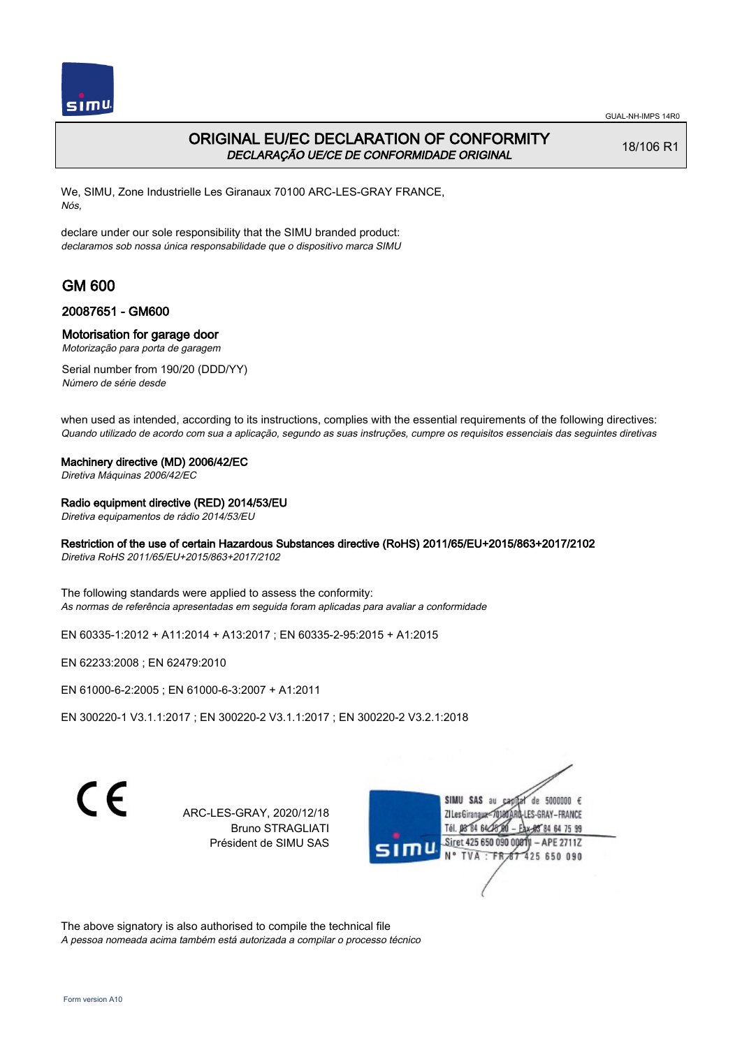GUAL-NH-IMPS 14R0

# ORIGINAL EU/EC DECLARATION OF CONFORMITY
*DECLARAÇÃO UE/CE DE CONFORMIDADE ORIGINAL*

18/106 R1

We, SIMU, Zone Industrielle Les Giranaux 70100 ARC-LES-GRAY FRANCE,
*Nós,*

declare under our sole responsibility that the SIMU branded product:
*declaramos sob nossa única responsabilidade que o dispositivo marca SIMU*

## GM 600

### 20087651 - GM600

### Motorisation for garage door
*Motorização para porta de garagem*

Serial number from 190/20 (DDD/YY)
*Número de série desde*

when used as intended, according to its instructions, complies with the essential requirements of the following directives:
*Quando utilizado de acordo com sua a aplicação, segundo as suas instruções, cumpre os requisitos essenciais das seguintes diretivas*

**Machinery directive (MD) 2006/42/EC**
*Diretiva Máquinas 2006/42/EC*

**Radio equipment directive (RED) 2014/53/EU**
*Diretiva equipamentos de rádio 2014/53/EU*

**Restriction of the use of certain Hazardous Substances directive (RoHS) 2011/65/EU+2015/863+2017/2102**
*Diretiva RoHS 2011/65/EU+2015/863+2017/2102*

The following standards were applied to assess the conformity:
*As normas de referência apresentadas em seguida foram aplicadas para avaliar a conformidade*

EN 60335-1:2012 + A11:2014 + A13:2017 ; EN 60335-2-95:2015 + A1:2015

EN 62233:2008 ; EN 62479:2010

EN 61000-6-2:2005 ; EN 61000-6-3:2007 + A1:2011

EN 300220-1 V3.1.1:2017 ; EN 300220-2 V3.1.1:2017 ; EN 300220-2 V3.2.1:2018

CE

ARC-LES-GRAY, 2020/12/18
Bruno STRAGLIATI
Président de SIMU SAS

SIMU SAS au capital de 5000000 €
ZI Les Giranaux 70100 ARC-LES-GRAY-FRANCE
Tél. 03 84 64 75 00 – Fax 03 84 64 75 99
Siret 425 650 090 00011 – APE 2711Z
N° TVA : FR 67 425 650 090

The above signatory is also authorised to compile the technical file
*A pessoa nomeada acima também está autorizada a compilar o processo técnico*

Form version A10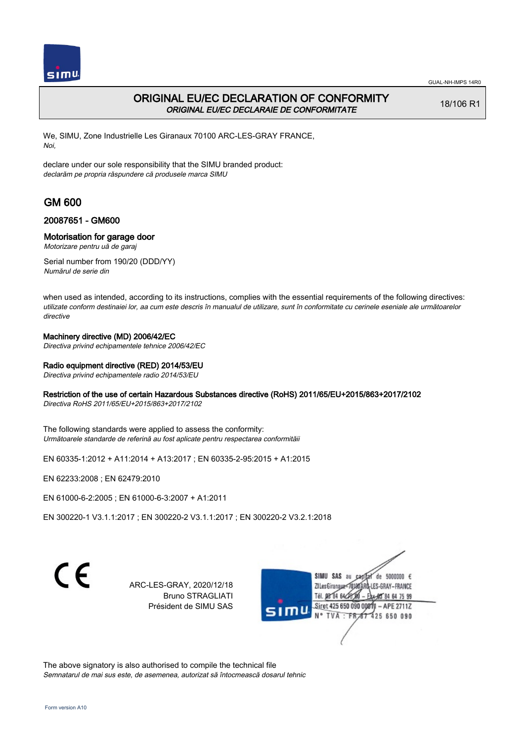GUAL-NH-IMPS 14R0

# ORIGINAL EU/EC DECLARATION OF CONFORMITY

*ORIGINAL EU/EC DECLARAIE DE CONFORMITATE*

18/106 R1

We, SIMU, Zone Industrielle Les Giranaux 70100 ARC-LES-GRAY FRANCE,
*Noi,*

declare under our sole responsibility that the SIMU branded product:
*declarăm pe propria răspundere că produsele marca SIMU*

## GM 600

### 20087651 - GM600

### Motorisation for garage door

*Motorizare pentru uă de garaj*

Serial number from 190/20 (DDD/YY)
*Numărul de serie din*

when used as intended, according to its instructions, complies with the essential requirements of the following directives:
*utilizate conform destinaiei lor, aa cum este descris în manualul de utilizare, sunt în conformitate cu cerinele eseniale ale următoarelor directive*

**Machinery directive (MD) 2006/42/EC**
*Directiva privind echipamentele tehnice 2006/42/EC*

**Radio equipment directive (RED) 2014/53/EU**
*Directiva privind echipamentele radio 2014/53/EU*

**Restriction of the use of certain Hazardous Substances directive (RoHS) 2011/65/EU+2015/863+2017/2102**
*Directiva RoHS 2011/65/EU+2015/863+2017/2102*

The following standards were applied to assess the conformity:
*Următoarele standarde de referină au fost aplicate pentru respectarea conformităii*

EN 60335-1:2012 + A11:2014 + A13:2017 ; EN 60335-2-95:2015 + A1:2015

EN 62233:2008 ; EN 62479:2010

EN 61000-6-2:2005 ; EN 61000-6-3:2007 + A1:2011

EN 300220-1 V3.1.1:2017 ; EN 300220-2 V3.1.1:2017 ; EN 300220-2 V3.2.1:2018

CE

ARC-LES-GRAY, 2020/12/18
Bruno STRAGLIATI
Président de SIMU SAS

SIMU SAS au capital de 5000000 €
ZI Les Giranaux - 70100 ARC-LES-GRAY - FRANCE
Tél. 03 84 64 75 00 - Fax 03 84 64 75 99
Siret 425 650 090 00011 - APE 2711Z
N° TVA : FR 87 425 650 090

The above signatory is also authorised to compile the technical file
*Semnatarul de mai sus este, de asemenea, autorizat să întocmească dosarul tehnic*

Form version A10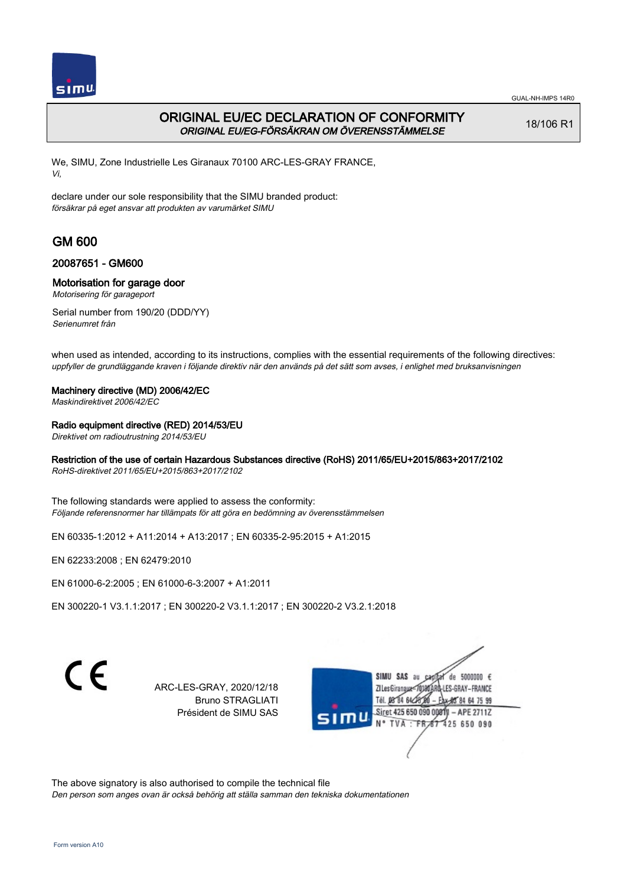GUAL-NH-IMPS 14R0

# ORIGINAL EU/EC DECLARATION OF CONFORMITY
*ORIGINAL EU/EG-FÖRSÄKRAN OM ÖVERENSSTÄMMELSE*

18/106 R1

We, SIMU, Zone Industrielle Les Giranaux 70100 ARC-LES-GRAY FRANCE,
*Vi,*

declare under our sole responsibility that the SIMU branded product:
*försäkrar på eget ansvar att produkten av varumärket SIMU*

## GM 600

### 20087651 - GM600

### Motorisation for garage door
*Motorisering för garageport*

Serial number from 190/20 (DDD/YY)
*Serienumret från*

when used as intended, according to its instructions, complies with the essential requirements of the following directives:
*uppfyller de grundläggande kraven i följande direktiv när den används på det sätt som avses, i enlighet med bruksanvisningen*

**Machinery directive (MD) 2006/42/EC**
*Maskindirektivet 2006/42/EC*

**Radio equipment directive (RED) 2014/53/EU**
*Direktivet om radioutrustning 2014/53/EU*

**Restriction of the use of certain Hazardous Substances directive (RoHS) 2011/65/EU+2015/863+2017/2102**
*RoHS-direktivet 2011/65/EU+2015/863+2017/2102*

The following standards were applied to assess the conformity:
*Följande referensnormer har tillämpats för att göra en bedömning av överensstämmelsen*

EN 60335-1:2012 + A11:2014 + A13:2017 ; EN 60335-2-95:2015 + A1:2015

EN 62233:2008 ; EN 62479:2010

EN 61000-6-2:2005 ; EN 61000-6-3:2007 + A1:2011

EN 300220-1 V3.1.1:2017 ; EN 300220-2 V3.1.1:2017 ; EN 300220-2 V3.2.1:2018

CE

ARC-LES-GRAY, 2020/12/18
Bruno STRAGLIATI
Président de SIMU SAS

SIMU SAS au capital de 5000000 €
ZI Les Giranaux 70100 ARC-LES-GRAY-FRANCE
Tél. 03 84 64 75 00 – Fax 03 84 64 75 99
Siret 425 650 090 00011 – APE 2711Z
N° TVA : FR 67 425 650 090

The above signatory is also authorised to compile the technical file
*Den person som anges ovan är också behörig att ställa samman den tekniska dokumentationen*

Form version A10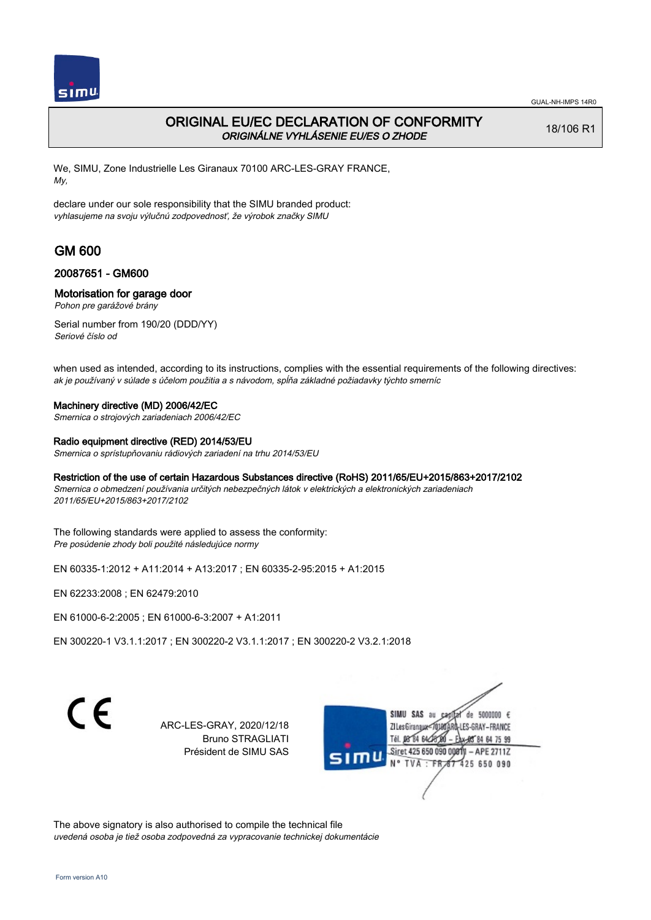# ORIGINAL EU/EC DECLARATION OF CONFORMITY

*ORIGINÁLNE VYHLÁSENIE EU/ES O ZHODE*

18/106 R1

We, SIMU, Zone Industrielle Les Giranaux 70100 ARC-LES-GRAY FRANCE,
*My,*

declare under our sole responsibility that the SIMU branded product:
*vyhlasujeme na svoju výlučnú zodpovednosť, že výrobok značky SIMU*

## GM 600

### 20087651 - GM600

### Motorisation for garage door

*Pohon pre garážové brány*

Serial number from 190/20 (DDD/YY)
*Seriové číslo od*

when used as intended, according to its instructions, complies with the essential requirements of the following directives:
*ak je používaný v súlade s účelom použitia a s návodom, spĺňa základné požiadavky týchto smerníc*

**Machinery directive (MD) 2006/42/EC**
*Smernica o strojových zariadeniach 2006/42/EC*

**Radio equipment directive (RED) 2014/53/EU**
*Smernica o sprístupňovaniu rádiových zariadení na trhu 2014/53/EU*

**Restriction of the use of certain Hazardous Substances directive (RoHS) 2011/65/EU+2015/863+2017/2102**
*Smernica o obmedzení používania určitých nebezpečných látok v elektrických a elektronických zariadeniach 2011/65/EU+2015/863+2017/2102*

The following standards were applied to assess the conformity:
*Pre posúdenie zhody boli použité následujúce normy*

EN 60335-1:2012 + A11:2014 + A13:2017 ; EN 60335-2-95:2015 + A1:2015

EN 62233:2008 ; EN 62479:2010

EN 61000-6-2:2005 ; EN 61000-6-3:2007 + A1:2011

EN 300220-1 V3.1.1:2017 ; EN 300220-2 V3.1.1:2017 ; EN 300220-2 V3.2.1:2018

CE

ARC-LES-GRAY, 2020/12/18
Bruno STRAGLIATI
Président de SIMU SAS

SIMU SAS au capital de 5000000 €
ZI Les Giranaux 70100 ARC-LES-GRAY-FRANCE
Tél. 03 84 64 75 00 – Fax 03 84 64 75 99
Siret 425 650 090 00811 – APE 2711Z
N° TVA : FR 87 425 650 090

The above signatory is also authorised to compile the technical file
*uvedená osoba je tiež osoba zodpovedná za vypracovanie technickej dokumentácie*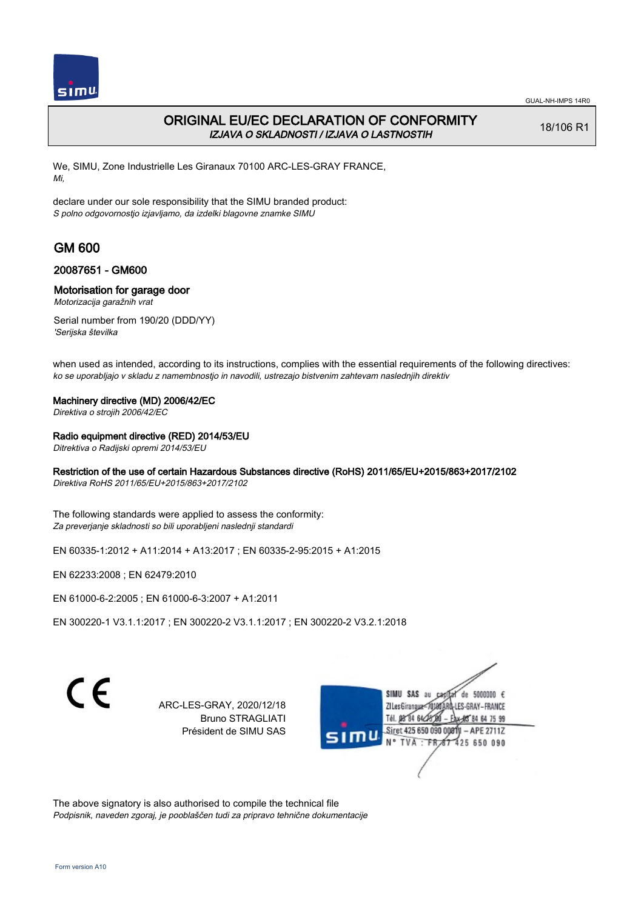# ORIGINAL EU/EC DECLARATION OF CONFORMITY

*IZJAVA O SKLADNOSTI / IZJAVA O LASTNOSTIH*

18/106 R1

We, SIMU, Zone Industrielle Les Giranaux 70100 ARC-LES-GRAY FRANCE,
*Mi,*

declare under our sole responsibility that the SIMU branded product:
*S polno odgovornostjo izjavljamo, da izdelki blagovne znamke SIMU*

## GM 600

### 20087651 - GM600

### Motorisation for garage door

*Motorizacija garažnih vrat*

Serial number from 190/20 (DDD/YY)
*'Serijska številka*

when used as intended, according to its instructions, complies with the essential requirements of the following directives:
*ko se uporabljajo v skladu z namembnostjo in navodili, ustrezajo bistvenim zahtevam naslednjih direktiv*

**Machinery directive (MD) 2006/42/EC**
*Direktiva o strojih 2006/42/EC*

**Radio equipment directive (RED) 2014/53/EU**
*Ditrektiva o Radijski opremi 2014/53/EU*

**Restriction of the use of certain Hazardous Substances directive (RoHS) 2011/65/EU+2015/863+2017/2102**
*Direktiva RoHS 2011/65/EU+2015/863+2017/2102*

The following standards were applied to assess the conformity:
*Za preverjanje skladnosti so bili uporabljeni naslednji standardi*

EN 60335-1:2012 + A11:2014 + A13:2017 ; EN 60335-2-95:2015 + A1:2015

EN 62233:2008 ; EN 62479:2010

EN 61000-6-2:2005 ; EN 61000-6-3:2007 + A1:2011

EN 300220-1 V3.1.1:2017 ; EN 300220-2 V3.1.1:2017 ; EN 300220-2 V3.2.1:2018

CE

ARC-LES-GRAY, 2020/12/18
Bruno STRAGLIATI
Président de SIMU SAS

SIMU SAS au capital de 5000000 €
ZI Les Giranaux 70100 ARC-LES-GRAY-FRANCE
Tél. 03 84 64 75 00 – Fax 03 84 64 75 99
Siret 425 650 090 00011 – APE 2711Z
N° TVA : FR 67 425 650 090

The above signatory is also authorised to compile the technical file
*Podpisnik, naveden zgoraj, je pooblaščen tudi za pripravo tehnične dokumentacije*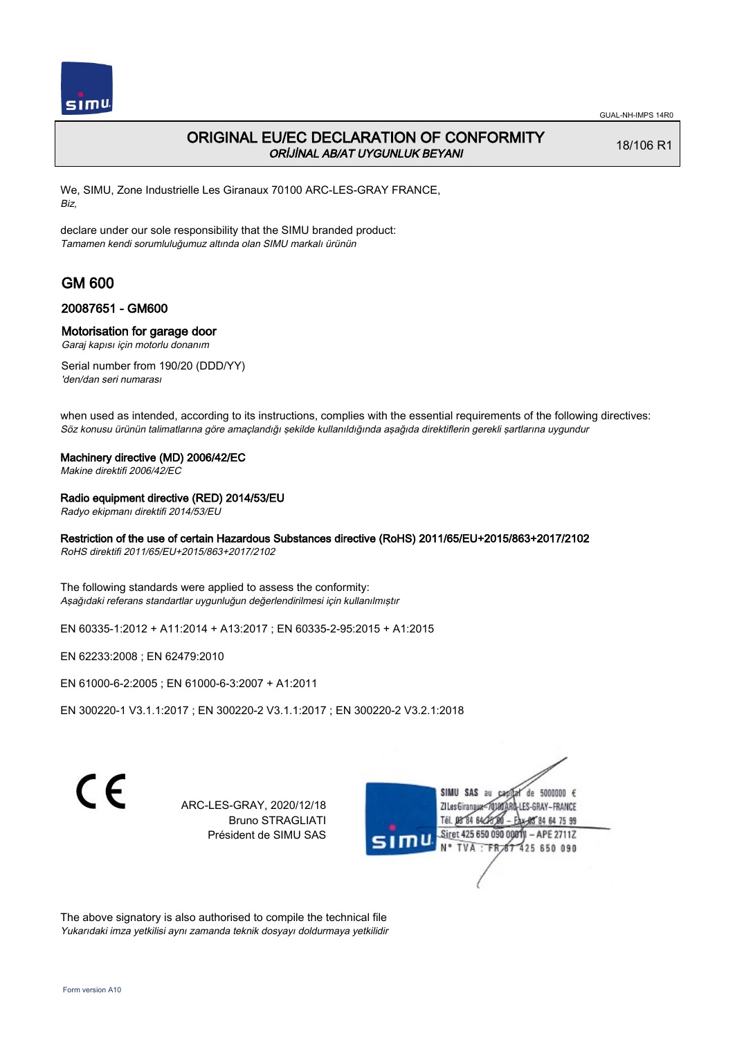GUAL-NH-IMPS 14R0

# ORIGINAL EU/EC DECLARATION OF CONFORMITY
*ORİJİNAL AB/AT UYGUNLUK BEYANI*

18/106 R1

We, SIMU, Zone Industrielle Les Giranaux 70100 ARC-LES-GRAY FRANCE,
*Biz,*

declare under our sole responsibility that the SIMU branded product:
*Tamamen kendi sorumluluğumuz altında olan SIMU markalı ürünün*

## GM 600

### 20087651 - GM600

**Motorisation for garage door**
*Garaj kapısı için motorlu donanım*

Serial number from 190/20 (DDD/YY)
*'den/dan seri numarası*

when used as intended, according to its instructions, complies with the essential requirements of the following directives:
*Söz konusu ürünün talimatlarına göre amaçlandığı şekilde kullanıldığında aşağıda direktiflerin gerekli şartlarına uygundur*

**Machinery directive (MD) 2006/42/EC**
*Makine direktifi 2006/42/EC*

**Radio equipment directive (RED) 2014/53/EU**
*Radyo ekipmanı direktifi 2014/53/EU*

**Restriction of the use of certain Hazardous Substances directive (RoHS) 2011/65/EU+2015/863+2017/2102**
*RoHS direktifi 2011/65/EU+2015/863+2017/2102*

The following standards were applied to assess the conformity:
*Aşağıdaki referans standartlar uygunluğun değerlendirilmesi için kullanılmıştır*

EN 60335-1:2012 + A11:2014 + A13:2017 ; EN 60335-2-95:2015 + A1:2015

EN 62233:2008 ; EN 62479:2010

EN 61000-6-2:2005 ; EN 61000-6-3:2007 + A1:2011

EN 300220-1 V3.1.1:2017 ; EN 300220-2 V3.1.1:2017 ; EN 300220-2 V3.2.1:2018

CE

ARC-LES-GRAY, 2020/12/18
Bruno STRAGLIATI
Président de SIMU SAS

SIMU SAS au capital de 5000000 €
ZI Les Giranaux 70100 ARC-LES-GRAY-FRANCE
Tél. 03 84 64 75 00 – Fax 03 84 64 75 99
Siret 425 650 090 00011 – APE 2711Z
N° TVA : FR 67 425 650 090

The above signatory is also authorised to compile the technical file
*Yukarıdaki imza yetkilisi aynı zamanda teknik dosyayı doldurmaya yetkilidir*

Form version A10